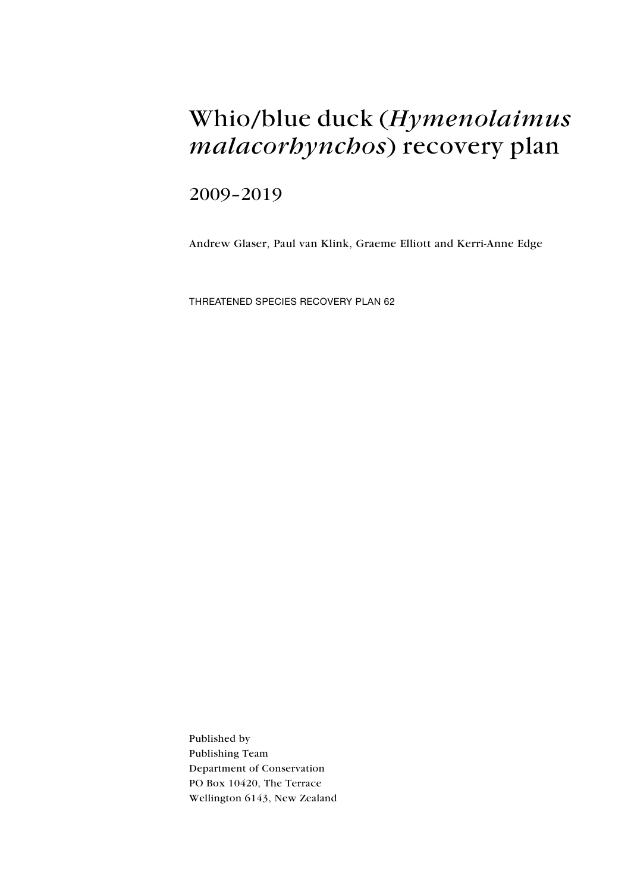# Whio/blue duck (*Hymenolaimus malacorhynchos*) recovery plan

## 2009–2019

Andrew Glaser, Paul van Klink, Graeme Elliott and Kerri-Anne Edge

THREATENED SPECIES RECOVERY PLAN 62

Published by
Publishing Team
Department of Conservation
PO Box 10420, The Terrace
Wellington 6143, New Zealand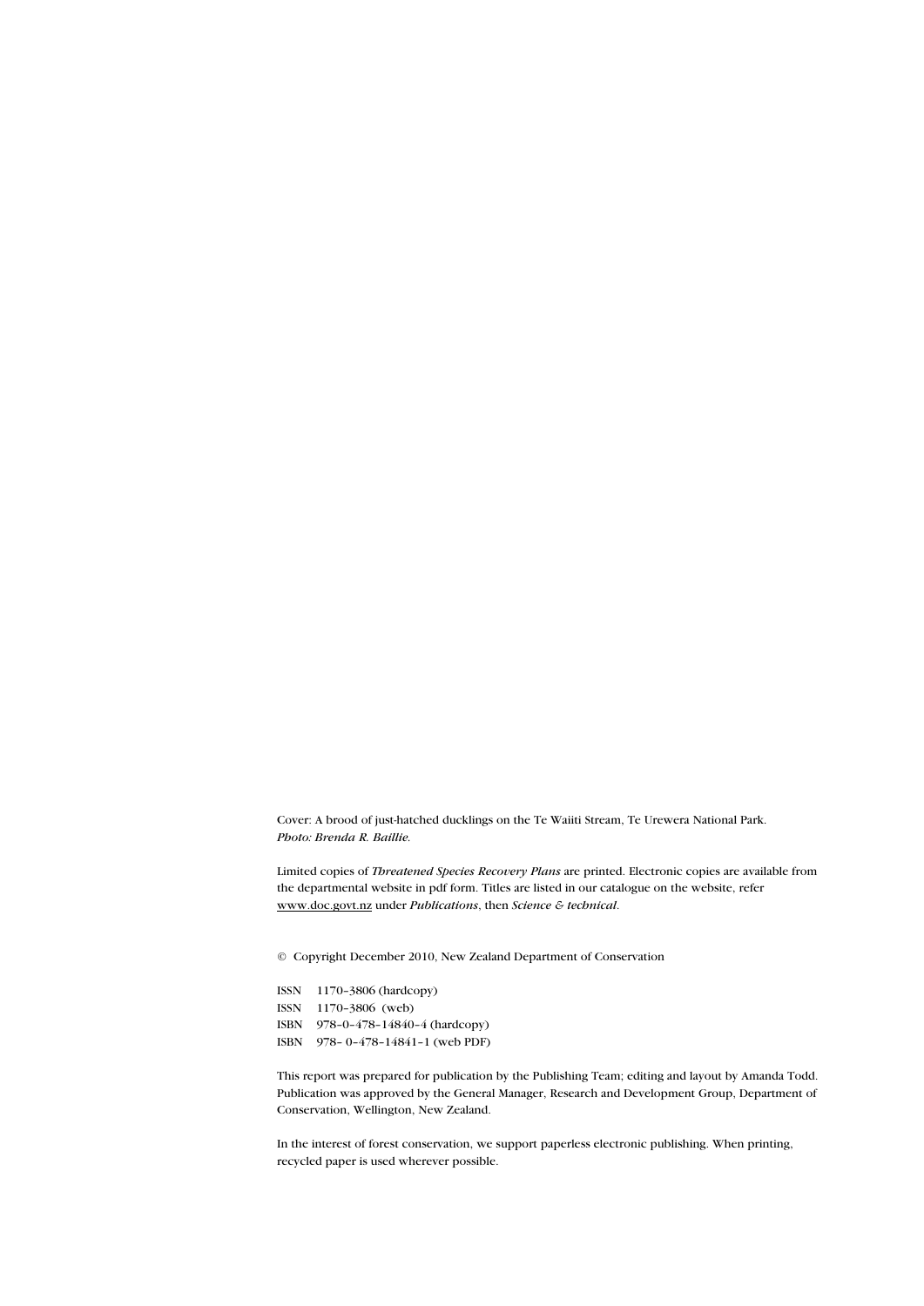Cover: A brood of just-hatched ducklings on the Te Waiiti Stream, Te Urewera National Park.
*Photo: Brenda R. Baillie.*

Limited copies of *Threatened Species Recovery Plans* are printed. Electronic copies are available from the departmental website in pdf form. Titles are listed in our catalogue on the website, refer www.doc.govt.nz under *Publications*, then *Science & technical*.

© Copyright December 2010, New Zealand Department of Conservation

ISSN 1170–3806 (hardcopy)
ISSN 1170–3806 (web)
ISBN 978–0–478–14840–4 (hardcopy)
ISBN 978– 0–478–14841–1 (web PDF)

This report was prepared for publication by the Publishing Team; editing and layout by Amanda Todd. Publication was approved by the General Manager, Research and Development Group, Department of Conservation, Wellington, New Zealand.

In the interest of forest conservation, we support paperless electronic publishing. When printing, recycled paper is used wherever possible.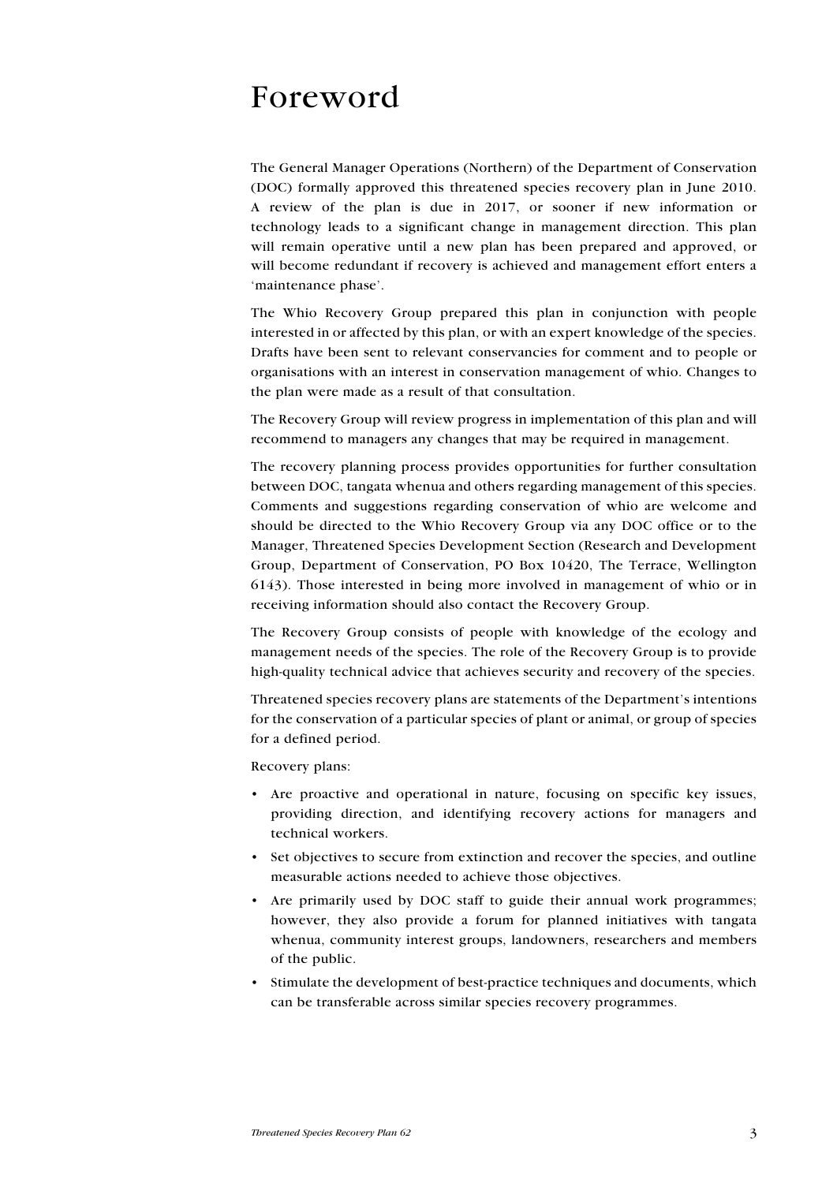# Foreword

The General Manager Operations (Northern) of the Department of Conservation (DOC) formally approved this threatened species recovery plan in June 2010. A review of the plan is due in 2017, or sooner if new information or technology leads to a significant change in management direction. This plan will remain operative until a new plan has been prepared and approved, or will become redundant if recovery is achieved and management effort enters a 'maintenance phase'.

The Whio Recovery Group prepared this plan in conjunction with people interested in or affected by this plan, or with an expert knowledge of the species. Drafts have been sent to relevant conservancies for comment and to people or organisations with an interest in conservation management of whio. Changes to the plan were made as a result of that consultation.

The Recovery Group will review progress in implementation of this plan and will recommend to managers any changes that may be required in management.

The recovery planning process provides opportunities for further consultation between DOC, tangata whenua and others regarding management of this species. Comments and suggestions regarding conservation of whio are welcome and should be directed to the Whio Recovery Group via any DOC office or to the Manager, Threatened Species Development Section (Research and Development Group, Department of Conservation, PO Box 10420, The Terrace, Wellington 6143). Those interested in being more involved in management of whio or in receiving information should also contact the Recovery Group.

The Recovery Group consists of people with knowledge of the ecology and management needs of the species. The role of the Recovery Group is to provide high-quality technical advice that achieves security and recovery of the species.

Threatened species recovery plans are statements of the Department's intentions for the conservation of a particular species of plant or animal, or group of species for a defined period.

Recovery plans:

- Are proactive and operational in nature, focusing on specific key issues, providing direction, and identifying recovery actions for managers and technical workers.
- Set objectives to secure from extinction and recover the species, and outline measurable actions needed to achieve those objectives.
- Are primarily used by DOC staff to guide their annual work programmes; however, they also provide a forum for planned initiatives with tangata whenua, community interest groups, landowners, researchers and members of the public.
- Stimulate the development of best-practice techniques and documents, which can be transferable across similar species recovery programmes.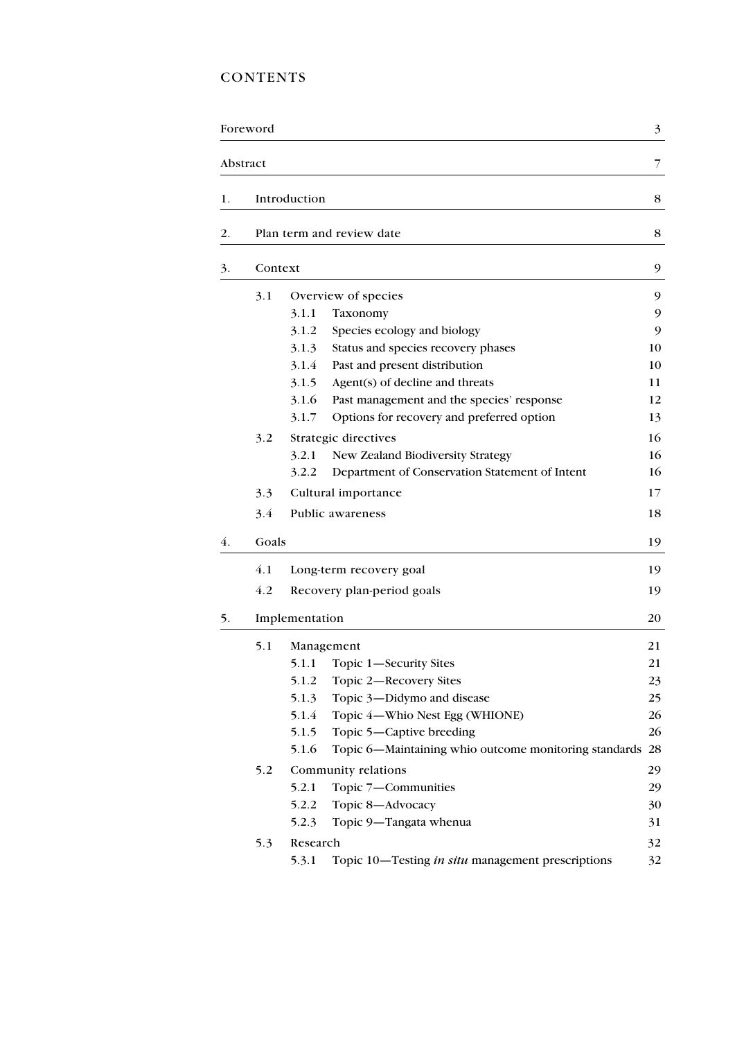# CONTENTS

| | | |
|---|---|---|
| Foreword | | 3 |
| Abstract | | 7 |
| 1. | Introduction | 8 |
| 2. | Plan term and review date | 8 |
| 3. | Context | 9 |
| | 3.1 Overview of species | 9 |
| | 3.1.1 Taxonomy | 9 |
| | 3.1.2 Species ecology and biology | 9 |
| | 3.1.3 Status and species recovery phases | 10 |
| | 3.1.4 Past and present distribution | 10 |
| | 3.1.5 Agent(s) of decline and threats | 11 |
| | 3.1.6 Past management and the species' response | 12 |
| | 3.1.7 Options for recovery and preferred option | 13 |
| | 3.2 Strategic directives | 16 |
| | 3.2.1 New Zealand Biodiversity Strategy | 16 |
| | 3.2.2 Department of Conservation Statement of Intent | 16 |
| | 3.3 Cultural importance | 17 |
| | 3.4 Public awareness | 18 |
| 4. | Goals | 19 |
| | 4.1 Long-term recovery goal | 19 |
| | 4.2 Recovery plan-period goals | 19 |
| 5. | Implementation | 20 |
| | 5.1 Management | 21 |
| | 5.1.1 Topic 1—Security Sites | 21 |
| | 5.1.2 Topic 2—Recovery Sites | 23 |
| | 5.1.3 Topic 3—Didymo and disease | 25 |
| | 5.1.4 Topic 4—Whio Nest Egg (WHIONE) | 26 |
| | 5.1.5 Topic 5—Captive breeding | 26 |
| | 5.1.6 Topic 6—Maintaining whio outcome monitoring standards | 28 |
| | 5.2 Community relations | 29 |
| | 5.2.1 Topic 7—Communities | 29 |
| | 5.2.2 Topic 8—Advocacy | 30 |
| | 5.2.3 Topic 9—Tangata whenua | 31 |
| | 5.3 Research | 32 |
| | 5.3.1 Topic 10—Testing *in situ* management prescriptions | 32 |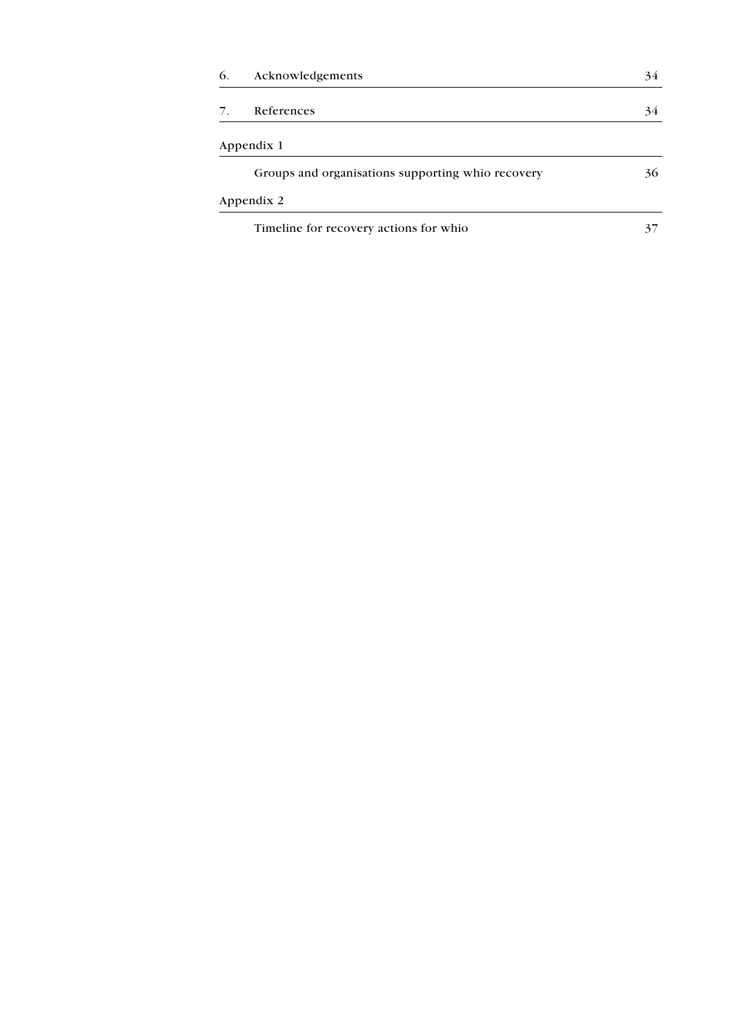| | | |
|---|---|---|
| 6. | Acknowledgements | 34 |
| 7. | References | 34 |
| Appendix 1 | | |
| | Groups and organisations supporting whio recovery | 36 |
| Appendix 2 | | |
| | Timeline for recovery actions for whio | 37 |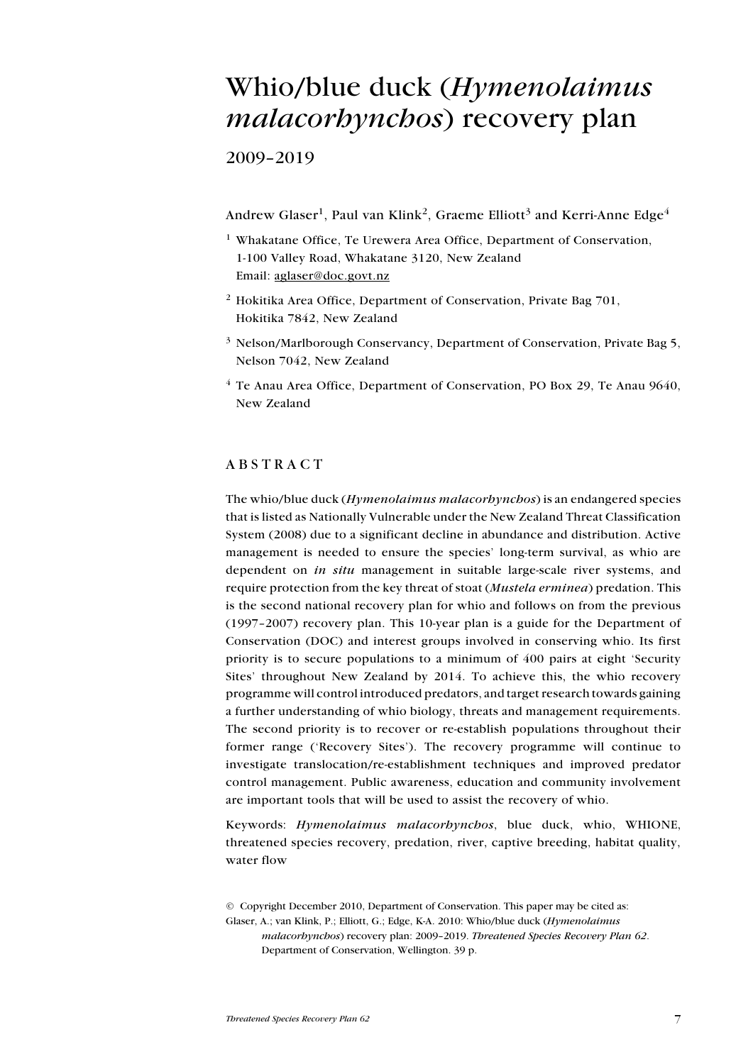# Whio/blue duck (*Hymenolaimus malacorhynchos*) recovery plan

2009–2019

Andrew Glaser[1], Paul van Klink[2], Graeme Elliott[3] and Kerri-Anne Edge[4]

[1] Whakatane Office, Te Urewera Area Office, Department of Conservation, 1-100 Valley Road, Whakatane 3120, New Zealand
Email: aglaser@doc.govt.nz

[2] Hokitika Area Office, Department of Conservation, Private Bag 701, Hokitika 7842, New Zealand

[3] Nelson/Marlborough Conservancy, Department of Conservation, Private Bag 5, Nelson 7042, New Zealand

[4] Te Anau Area Office, Department of Conservation, PO Box 29, Te Anau 9640, New Zealand

## ABSTRACT

The whio/blue duck (*Hymenolaimus malacorhynchos*) is an endangered species that is listed as Nationally Vulnerable under the New Zealand Threat Classification System (2008) due to a significant decline in abundance and distribution. Active management is needed to ensure the species' long-term survival, as whio are dependent on ***in situ*** management in suitable large-scale river systems, and require protection from the key threat of stoat (*Mustela erminea*) predation. This is the second national recovery plan for whio and follows on from the previous (1997–2007) recovery plan. This 10-year plan is a guide for the Department of Conservation (DOC) and interest groups involved in conserving whio. Its first priority is to secure populations to a minimum of 400 pairs at eight 'Security Sites' throughout New Zealand by 2014. To achieve this, the whio recovery programme will control introduced predators, and target research towards gaining a further understanding of whio biology, threats and management requirements. The second priority is to recover or re-establish populations throughout their former range ('Recovery Sites'). The recovery programme will continue to investigate translocation/re-establishment techniques and improved predator control management. Public awareness, education and community involvement are important tools that will be used to assist the recovery of whio.

Keywords: *Hymenolaimus malacorhynchos*, blue duck, whio, WHIONE, threatened species recovery, predation, river, captive breeding, habitat quality, water flow

© Copyright December 2010, Department of Conservation. This paper may be cited as:
Glaser, A.; van Klink, P.; Elliott, G.; Edge, K-A. 2010: Whio/blue duck (*Hymenolaimus malacorhynchos*) recovery plan: 2009–2019. *Threatened Species Recovery Plan 62*. Department of Conservation, Wellington. 39 p.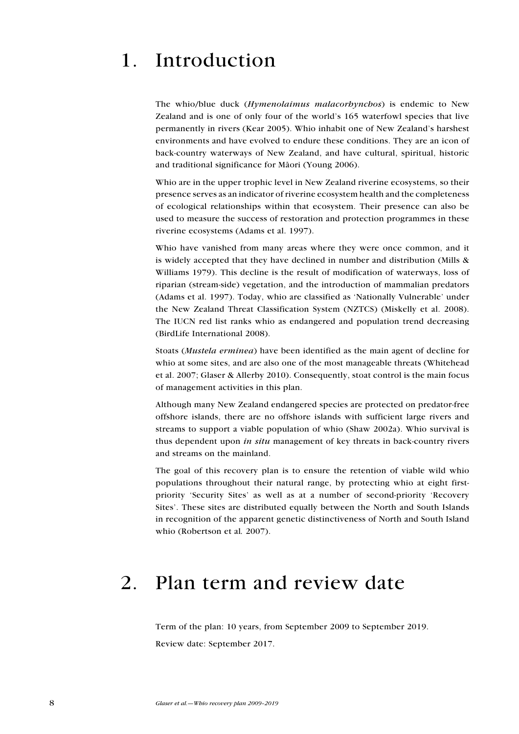# 1. Introduction

The whio/blue duck (*Hymenolaimus malacorhynchos*) is endemic to New Zealand and is one of only four of the world's 165 waterfowl species that live permanently in rivers (Kear 2005). Whio inhabit one of New Zealand's harshest environments and have evolved to endure these conditions. They are an icon of back-country waterways of New Zealand, and have cultural, spiritual, historic and traditional significance for Māori (Young 2006).

Whio are in the upper trophic level in New Zealand riverine ecosystems, so their presence serves as an indicator of riverine ecosystem health and the completeness of ecological relationships within that ecosystem. Their presence can also be used to measure the success of restoration and protection programmes in these riverine ecosystems (Adams et al. 1997).

Whio have vanished from many areas where they were once common, and it is widely accepted that they have declined in number and distribution (Mills & Williams 1979). This decline is the result of modification of waterways, loss of riparian (stream-side) vegetation, and the introduction of mammalian predators (Adams et al. 1997). Today, whio are classified as 'Nationally Vulnerable' under the New Zealand Threat Classification System (NZTCS) (Miskelly et al. 2008). The IUCN red list ranks whio as endangered and population trend decreasing (BirdLife International 2008).

Stoats (*Mustela erminea*) have been identified as the main agent of decline for whio at some sites, and are also one of the most manageable threats (Whitehead et al. 2007; Glaser & Allerby 2010). Consequently, stoat control is the main focus of management activities in this plan.

Although many New Zealand endangered species are protected on predator-free offshore islands, there are no offshore islands with sufficient large rivers and streams to support a viable population of whio (Shaw 2002a). Whio survival is thus dependent upon *in situ* management of key threats in back-country rivers and streams on the mainland.

The goal of this recovery plan is to ensure the retention of viable wild whio populations throughout their natural range, by protecting whio at eight first-priority 'Security Sites' as well as at a number of second-priority 'Recovery Sites'. These sites are distributed equally between the North and South Islands in recognition of the apparent genetic distinctiveness of North and South Island whio (Robertson et al*.* 2007).

# 2. Plan term and review date

Term of the plan: 10 years, from September 2009 to September 2019.

Review date: September 2017.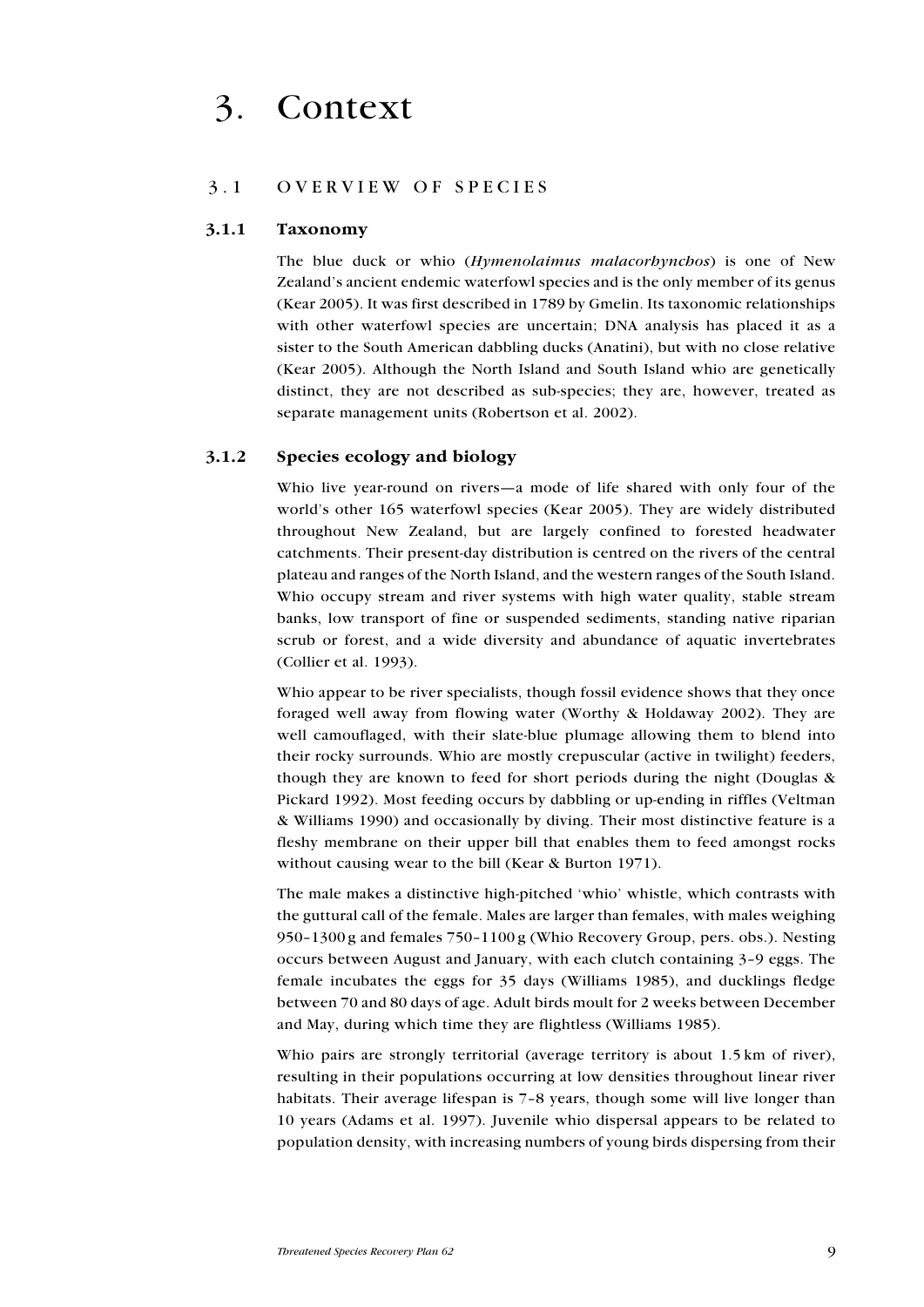# 3. Context

## 3.1 OVERVIEW OF SPECIES

### 3.1.1 Taxonomy

The blue duck or whio (*Hymenolaimus malacorhynchos*) is one of New Zealand's ancient endemic waterfowl species and is the only member of its genus (Kear 2005). It was first described in 1789 by Gmelin. Its taxonomic relationships with other waterfowl species are uncertain; DNA analysis has placed it as a sister to the South American dabbling ducks (Anatini), but with no close relative (Kear 2005). Although the North Island and South Island whio are genetically distinct, they are not described as sub-species; they are, however, treated as separate management units (Robertson et al. 2002).

### 3.1.2 Species ecology and biology

Whio live year-round on rivers—a mode of life shared with only four of the world's other 165 waterfowl species (Kear 2005). They are widely distributed throughout New Zealand, but are largely confined to forested headwater catchments. Their present-day distribution is centred on the rivers of the central plateau and ranges of the North Island, and the western ranges of the South Island. Whio occupy stream and river systems with high water quality, stable stream banks, low transport of fine or suspended sediments, standing native riparian scrub or forest, and a wide diversity and abundance of aquatic invertebrates (Collier et al. 1993).

Whio appear to be river specialists, though fossil evidence shows that they once foraged well away from flowing water (Worthy & Holdaway 2002). They are well camouflaged, with their slate-blue plumage allowing them to blend into their rocky surrounds. Whio are mostly crepuscular (active in twilight) feeders, though they are known to feed for short periods during the night (Douglas & Pickard 1992). Most feeding occurs by dabbling or up-ending in riffles (Veltman & Williams 1990) and occasionally by diving. Their most distinctive feature is a fleshy membrane on their upper bill that enables them to feed amongst rocks without causing wear to the bill (Kear & Burton 1971).

The male makes a distinctive high-pitched 'whio' whistle, which contrasts with the guttural call of the female. Males are larger than females, with males weighing 950–1300 g and females 750–1100 g (Whio Recovery Group, pers. obs.). Nesting occurs between August and January, with each clutch containing 3–9 eggs. The female incubates the eggs for 35 days (Williams 1985), and ducklings fledge between 70 and 80 days of age. Adult birds moult for 2 weeks between December and May, during which time they are flightless (Williams 1985).

Whio pairs are strongly territorial (average territory is about 1.5 km of river), resulting in their populations occurring at low densities throughout linear river habitats. Their average lifespan is 7–8 years, though some will live longer than 10 years (Adams et al. 1997). Juvenile whio dispersal appears to be related to population density, with increasing numbers of young birds dispersing from their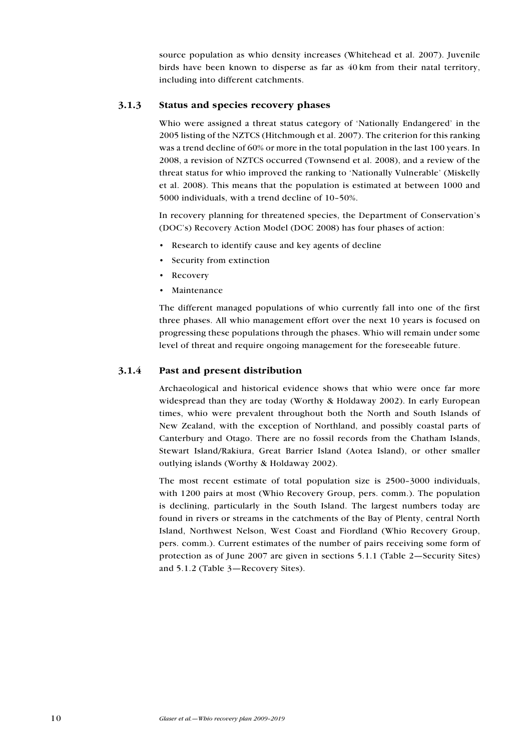source population as whio density increases (Whitehead et al. 2007). Juvenile birds have been known to disperse as far as 40 km from their natal territory, including into different catchments.

### 3.1.3 Status and species recovery phases

Whio were assigned a threat status category of 'Nationally Endangered' in the 2005 listing of the NZTCS (Hitchmough et al. 2007). The criterion for this ranking was a trend decline of 60% or more in the total population in the last 100 years. In 2008, a revision of NZTCS occurred (Townsend et al. 2008), and a review of the threat status for whio improved the ranking to 'Nationally Vulnerable' (Miskelly et al. 2008). This means that the population is estimated at between 1000 and 5000 individuals, with a trend decline of 10–50%.

In recovery planning for threatened species, the Department of Conservation's (DOC's) Recovery Action Model (DOC 2008) has four phases of action:

- Research to identify cause and key agents of decline
- Security from extinction
- Recovery
- Maintenance

The different managed populations of whio currently fall into one of the first three phases. All whio management effort over the next 10 years is focused on progressing these populations through the phases. Whio will remain under some level of threat and require ongoing management for the foreseeable future.

### 3.1.4 Past and present distribution

Archaeological and historical evidence shows that whio were once far more widespread than they are today (Worthy & Holdaway 2002). In early European times, whio were prevalent throughout both the North and South Islands of New Zealand, with the exception of Northland, and possibly coastal parts of Canterbury and Otago. There are no fossil records from the Chatham Islands, Stewart Island/Rakiura, Great Barrier Island (Aotea Island), or other smaller outlying islands (Worthy & Holdaway 2002).

The most recent estimate of total population size is 2500–3000 individuals, with 1200 pairs at most (Whio Recovery Group, pers. comm.). The population is declining, particularly in the South Island. The largest numbers today are found in rivers or streams in the catchments of the Bay of Plenty, central North Island, Northwest Nelson, West Coast and Fiordland (Whio Recovery Group, pers. comm.). Current estimates of the number of pairs receiving some form of protection as of June 2007 are given in sections 5.1.1 (Table 2—Security Sites) and 5.1.2 (Table 3—Recovery Sites).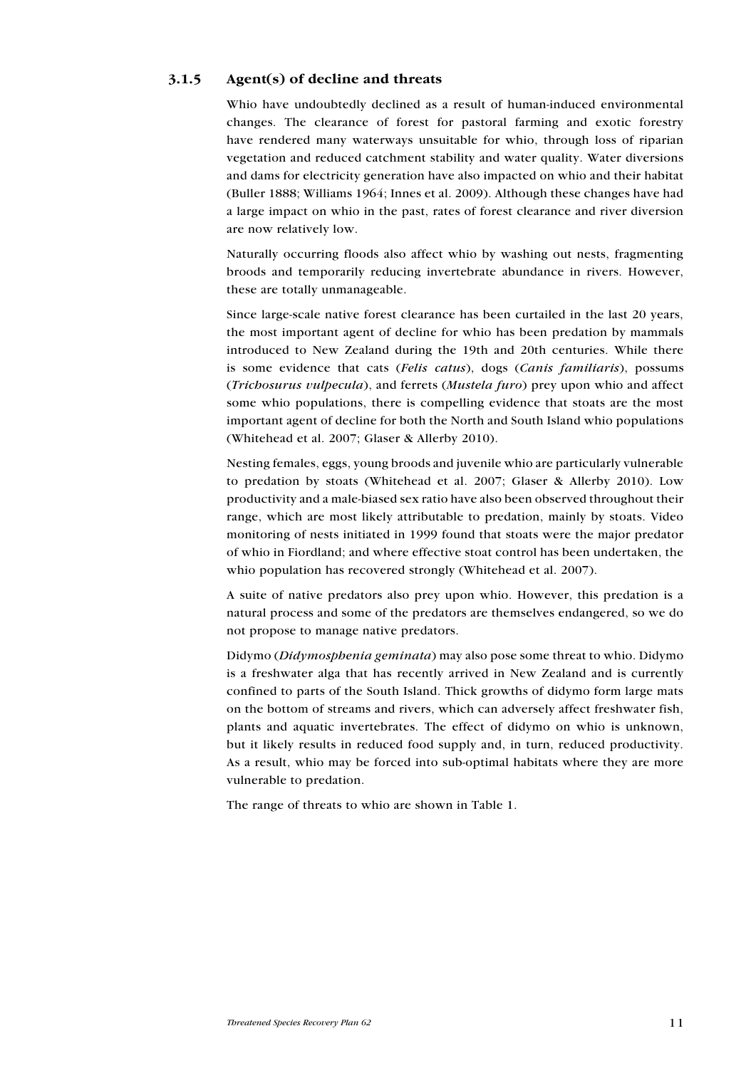### 3.1.5 Agent(s) of decline and threats

Whio have undoubtedly declined as a result of human-induced environmental changes. The clearance of forest for pastoral farming and exotic forestry have rendered many waterways unsuitable for whio, through loss of riparian vegetation and reduced catchment stability and water quality. Water diversions and dams for electricity generation have also impacted on whio and their habitat (Buller 1888; Williams 1964; Innes et al. 2009). Although these changes have had a large impact on whio in the past, rates of forest clearance and river diversion are now relatively low.

Naturally occurring floods also affect whio by washing out nests, fragmenting broods and temporarily reducing invertebrate abundance in rivers. However, these are totally unmanageable.

Since large-scale native forest clearance has been curtailed in the last 20 years, the most important agent of decline for whio has been predation by mammals introduced to New Zealand during the 19th and 20th centuries. While there is some evidence that cats (*Felis catus*), dogs (*Canis familiaris*), possums (*Trichosurus vulpecula*), and ferrets (*Mustela furo*) prey upon whio and affect some whio populations, there is compelling evidence that stoats are the most important agent of decline for both the North and South Island whio populations (Whitehead et al. 2007; Glaser & Allerby 2010).

Nesting females, eggs, young broods and juvenile whio are particularly vulnerable to predation by stoats (Whitehead et al. 2007; Glaser & Allerby 2010). Low productivity and a male-biased sex ratio have also been observed throughout their range, which are most likely attributable to predation, mainly by stoats. Video monitoring of nests initiated in 1999 found that stoats were the major predator of whio in Fiordland; and where effective stoat control has been undertaken, the whio population has recovered strongly (Whitehead et al. 2007).

A suite of native predators also prey upon whio. However, this predation is a natural process and some of the predators are themselves endangered, so we do not propose to manage native predators.

Didymo (*Didymosphenia geminata*) may also pose some threat to whio. Didymo is a freshwater alga that has recently arrived in New Zealand and is currently confined to parts of the South Island. Thick growths of didymo form large mats on the bottom of streams and rivers, which can adversely affect freshwater fish, plants and aquatic invertebrates. The effect of didymo on whio is unknown, but it likely results in reduced food supply and, in turn, reduced productivity. As a result, whio may be forced into sub-optimal habitats where they are more vulnerable to predation.

The range of threats to whio are shown in Table 1.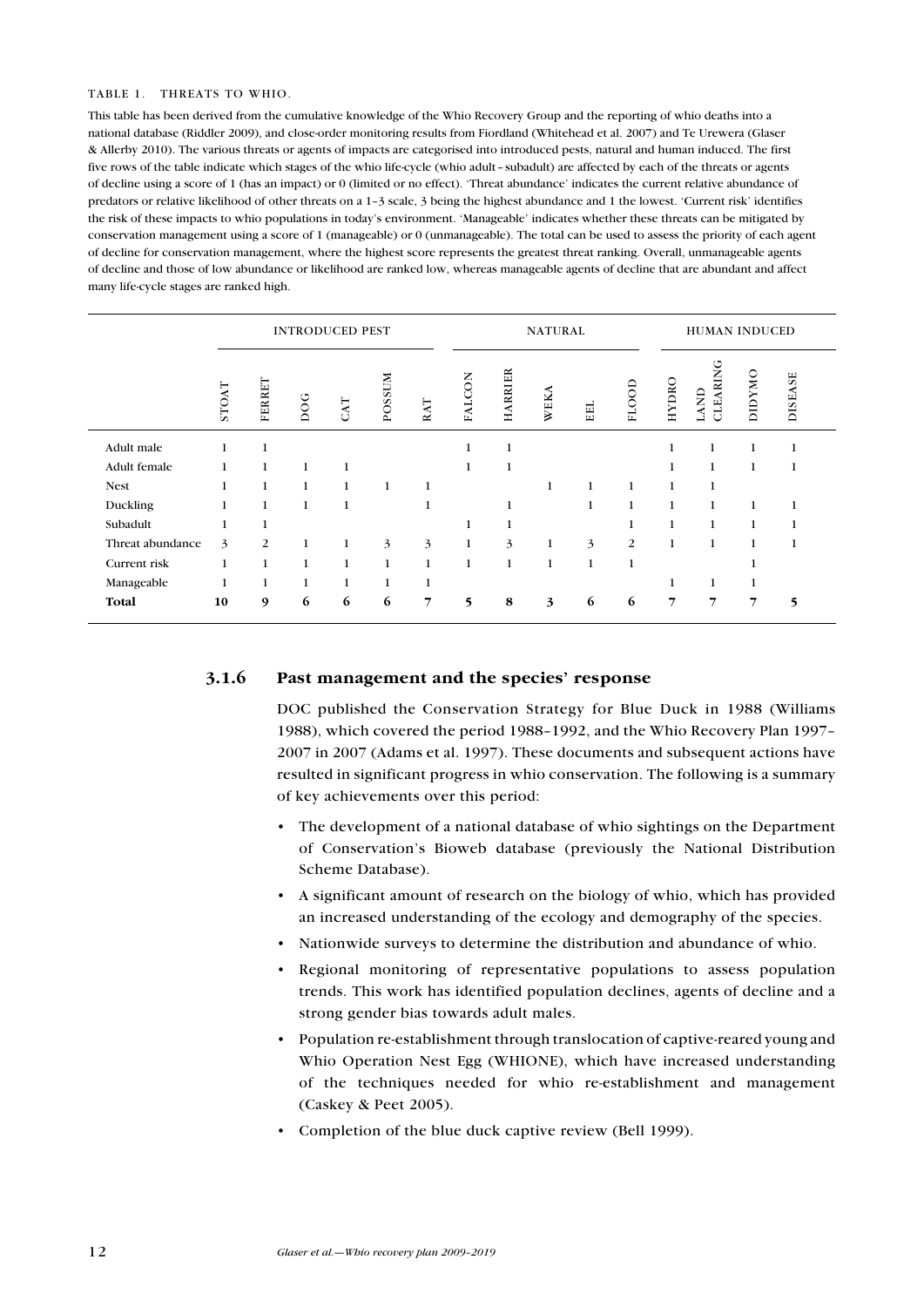TABLE 1. THREATS TO WHIO.

This table has been derived from the cumulative knowledge of the Whio Recovery Group and the reporting of whio deaths into a national database (Riddler 2009), and close-order monitoring results from Fiordland (Whitehead et al. 2007) and Te Urewera (Glaser & Allerby 2010). The various threats or agents of impacts are categorised into introduced pests, natural and human induced. The first five rows of the table indicate which stages of the whio life-cycle (whio adult–subadult) are affected by each of the threats or agents of decline using a score of 1 (has an impact) or 0 (limited or no effect). 'Threat abundance' indicates the current relative abundance of predators or relative likelihood of other threats on a 1–3 scale, 3 being the highest abundance and 1 the lowest. 'Current risk' identifies the risk of these impacts to whio populations in today's environment. 'Manageable' indicates whether these threats can be mitigated by conservation management using a score of 1 (manageable) or 0 (unmanageable). The total can be used to assess the priority of each agent of decline for conservation management, where the highest score represents the greatest threat ranking. Overall, unmanageable agents of decline and those of low abundance or likelihood are ranked low, whereas manageable agents of decline that are abundant and affect many life-cycle stages are ranked high.

| | INTRODUCED PEST | | | | | | NATURAL | | | | | HUMAN INDUCED | | | |
|---|---|---|---|---|---|---|---|---|---|---|---|---|---|---|---|
| | STOAT | FERRET | DOG | CAT | POSSUM | RAT | FALCON | HARRIER | WEKA | EEL | FLOOD | HYDRO | LAND CLEARING | DIDYMO | DISEASE |
| Adult male | 1 | 1 | | | | | 1 | 1 | | | | 1 | 1 | 1 | 1 |
| Adult female | 1 | 1 | 1 | 1 | | | 1 | 1 | | | | 1 | 1 | 1 | 1 |
| Nest | 1 | 1 | 1 | 1 | 1 | 1 | | | 1 | 1 | 1 | 1 | 1 | | |
| Duckling | 1 | 1 | 1 | 1 | | 1 | | 1 | | 1 | 1 | 1 | 1 | 1 | 1 |
| Subadult | 1 | 1 | | | | | 1 | 1 | | | 1 | 1 | 1 | 1 | 1 |
| Threat abundance | 3 | 2 | 1 | 1 | 3 | 3 | 1 | 3 | 1 | 3 | 2 | 1 | 1 | 1 | 1 |
| Current risk | 1 | 1 | 1 | 1 | 1 | 1 | 1 | 1 | 1 | 1 | 1 | | | 1 | |
| Manageable | 1 | 1 | 1 | 1 | 1 | 1 | | | | | | 1 | 1 | 1 | |
| **Total** | **10** | **9** | **6** | **6** | **6** | **7** | **5** | **8** | **3** | **6** | **6** | **7** | **7** | **7** | **5** |

### 3.1.6 Past management and the species' response

DOC published the Conservation Strategy for Blue Duck in 1988 (Williams 1988), which covered the period 1988–1992, and the Whio Recovery Plan 1997–2007 in 2007 (Adams et al. 1997). These documents and subsequent actions have resulted in significant progress in whio conservation. The following is a summary of key achievements over this period:

- The development of a national database of whio sightings on the Department of Conservation's Bioweb database (previously the National Distribution Scheme Database).
- A significant amount of research on the biology of whio, which has provided an increased understanding of the ecology and demography of the species.
- Nationwide surveys to determine the distribution and abundance of whio.
- Regional monitoring of representative populations to assess population trends. This work has identified population declines, agents of decline and a strong gender bias towards adult males.
- Population re-establishment through translocation of captive-reared young and Whio Operation Nest Egg (WHIONE), which have increased understanding of the techniques needed for whio re-establishment and management (Caskey & Peet 2005).
- Completion of the blue duck captive review (Bell 1999).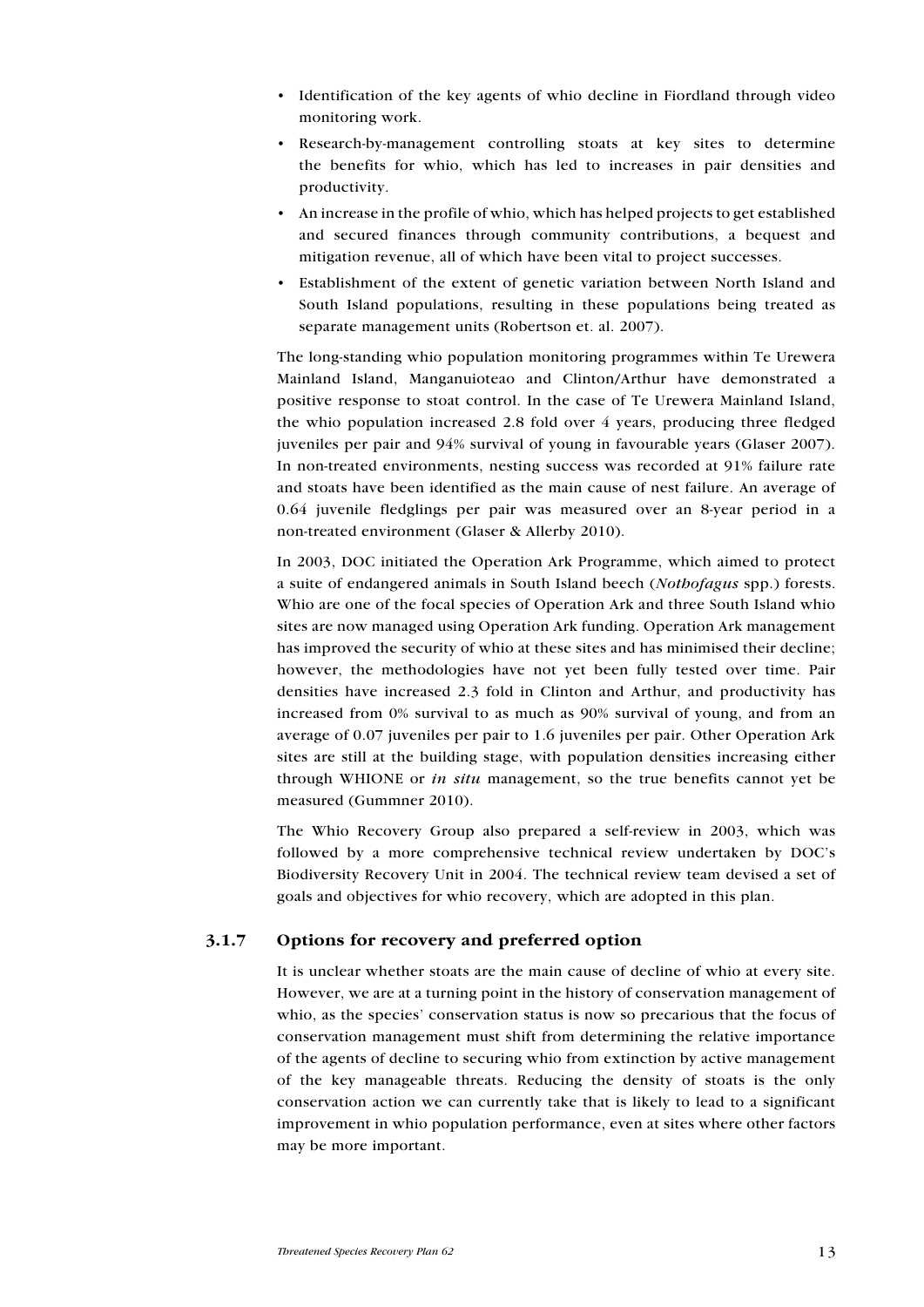- Identification of the key agents of whio decline in Fiordland through video monitoring work.
- Research-by-management controlling stoats at key sites to determine the benefits for whio, which has led to increases in pair densities and productivity.
- An increase in the profile of whio, which has helped projects to get established and secured finances through community contributions, a bequest and mitigation revenue, all of which have been vital to project successes.
- Establishment of the extent of genetic variation between North Island and South Island populations, resulting in these populations being treated as separate management units (Robertson et. al. 2007).

The long-standing whio population monitoring programmes within Te Urewera Mainland Island, Manganuioteao and Clinton/Arthur have demonstrated a positive response to stoat control. In the case of Te Urewera Mainland Island, the whio population increased 2.8 fold over 4 years, producing three fledged juveniles per pair and 94% survival of young in favourable years (Glaser 2007). In non-treated environments, nesting success was recorded at 91% failure rate and stoats have been identified as the main cause of nest failure. An average of 0.64 juvenile fledglings per pair was measured over an 8-year period in a non-treated environment (Glaser & Allerby 2010).

In 2003, DOC initiated the Operation Ark Programme, which aimed to protect a suite of endangered animals in South Island beech (*Nothofagus* spp.) forests. Whio are one of the focal species of Operation Ark and three South Island whio sites are now managed using Operation Ark funding. Operation Ark management has improved the security of whio at these sites and has minimised their decline; however, the methodologies have not yet been fully tested over time. Pair densities have increased 2.3 fold in Clinton and Arthur, and productivity has increased from 0% survival to as much as 90% survival of young, and from an average of 0.07 juveniles per pair to 1.6 juveniles per pair. Other Operation Ark sites are still at the building stage, with population densities increasing either through WHIONE or *in situ* management, so the true benefits cannot yet be measured (Gummner 2010).

The Whio Recovery Group also prepared a self-review in 2003, which was followed by a more comprehensive technical review undertaken by DOC's Biodiversity Recovery Unit in 2004. The technical review team devised a set of goals and objectives for whio recovery, which are adopted in this plan.

### 3.1.7 Options for recovery and preferred option

It is unclear whether stoats are the main cause of decline of whio at every site. However, we are at a turning point in the history of conservation management of whio, as the species' conservation status is now so precarious that the focus of conservation management must shift from determining the relative importance of the agents of decline to securing whio from extinction by active management of the key manageable threats. Reducing the density of stoats is the only conservation action we can currently take that is likely to lead to a significant improvement in whio population performance, even at sites where other factors may be more important.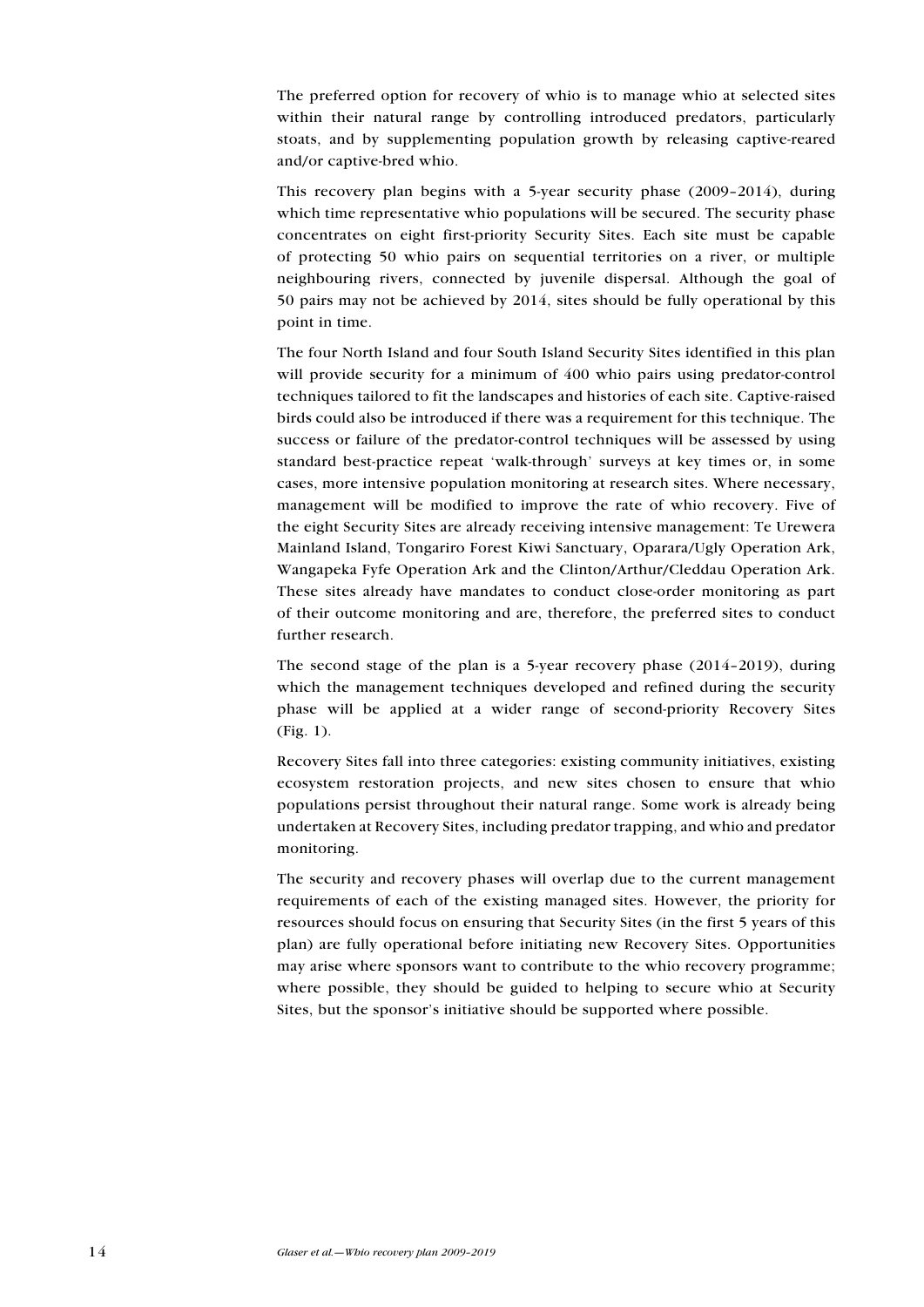The preferred option for recovery of whio is to manage whio at selected sites within their natural range by controlling introduced predators, particularly stoats, and by supplementing population growth by releasing captive-reared and/or captive-bred whio.

This recovery plan begins with a 5-year security phase (2009–2014), during which time representative whio populations will be secured. The security phase concentrates on eight first-priority Security Sites. Each site must be capable of protecting 50 whio pairs on sequential territories on a river, or multiple neighbouring rivers, connected by juvenile dispersal. Although the goal of 50 pairs may not be achieved by 2014, sites should be fully operational by this point in time.

The four North Island and four South Island Security Sites identified in this plan will provide security for a minimum of 400 whio pairs using predator-control techniques tailored to fit the landscapes and histories of each site. Captive-raised birds could also be introduced if there was a requirement for this technique. The success or failure of the predator-control techniques will be assessed by using standard best-practice repeat 'walk-through' surveys at key times or, in some cases, more intensive population monitoring at research sites. Where necessary, management will be modified to improve the rate of whio recovery. Five of the eight Security Sites are already receiving intensive management: Te Urewera Mainland Island, Tongariro Forest Kiwi Sanctuary, Oparara/Ugly Operation Ark, Wangapeka Fyfe Operation Ark and the Clinton/Arthur/Cleddau Operation Ark. These sites already have mandates to conduct close-order monitoring as part of their outcome monitoring and are, therefore, the preferred sites to conduct further research.

The second stage of the plan is a 5-year recovery phase (2014–2019), during which the management techniques developed and refined during the security phase will be applied at a wider range of second-priority Recovery Sites (Fig. 1).

Recovery Sites fall into three categories: existing community initiatives, existing ecosystem restoration projects, and new sites chosen to ensure that whio populations persist throughout their natural range. Some work is already being undertaken at Recovery Sites, including predator trapping, and whio and predator monitoring.

The security and recovery phases will overlap due to the current management requirements of each of the existing managed sites. However, the priority for resources should focus on ensuring that Security Sites (in the first 5 years of this plan) are fully operational before initiating new Recovery Sites. Opportunities may arise where sponsors want to contribute to the whio recovery programme; where possible, they should be guided to helping to secure whio at Security Sites, but the sponsor's initiative should be supported where possible.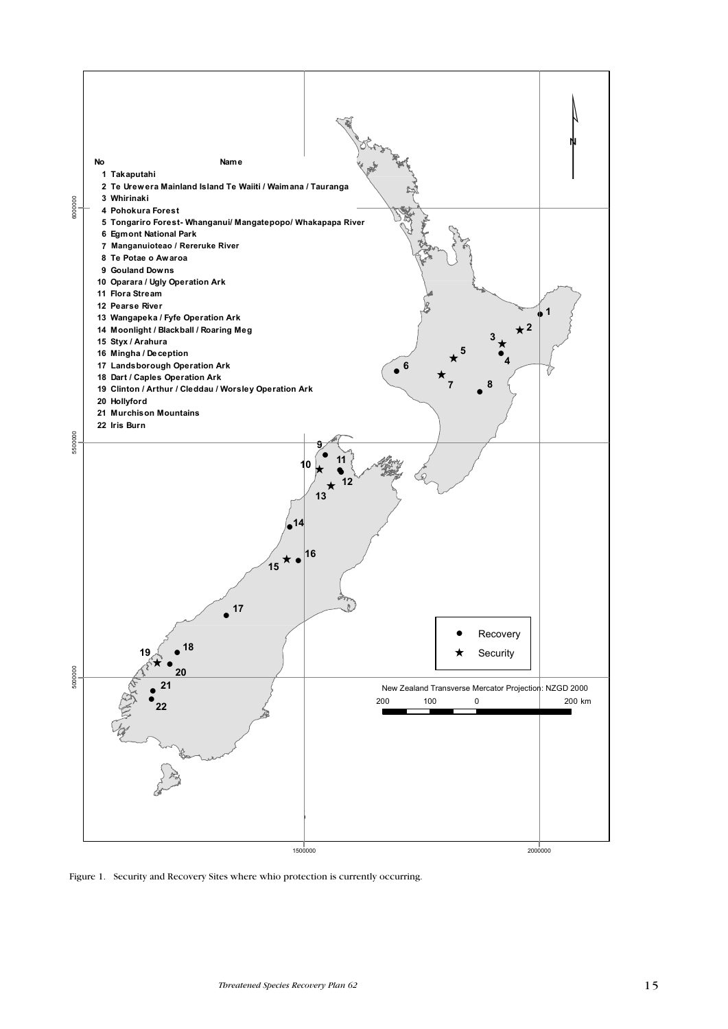| No | Name |
|---|---|
| 1 | Takaputahi |
| 2 | Te Urewera Mainland Island Te Waiiti / Waimana / Tauranga |
| 3 | Whirinaki |
| 4 | Pohokura Forest |
| 5 | Tongariro Forest- Whanganui/ Mangatepopo/ Whakapapa River |
| 6 | Egmont National Park |
| 7 | Manganuioteao / Rereruke River |
| 8 | Te Potae o Awaroa |
| 9 | Gouland Downs |
| 10 | Oparara / Ugly Operation Ark |
| 11 | Flora Stream |
| 12 | Pearse River |
| 13 | Wangapeka / Fyfe Operation Ark |
| 14 | Moonlight / Blackball / Roaring Meg |
| 15 | Styx / Arahura |
| 16 | Mingha / Deception |
| 17 | Landsborough Operation Ark |
| 18 | Dart / Caples Operation Ark |
| 19 | Clinton / Arthur / Cleddau / Worsley Operation Ark |
| 20 | Hollyford |
| 21 | Murchison Mountains |
| 22 | Iris Burn |

Recovery (●) / Security (★)

New Zealand Transverse Mercator Projection: NZGD 2000

Figure 1. Security and Recovery Sites where whio protection is currently occurring.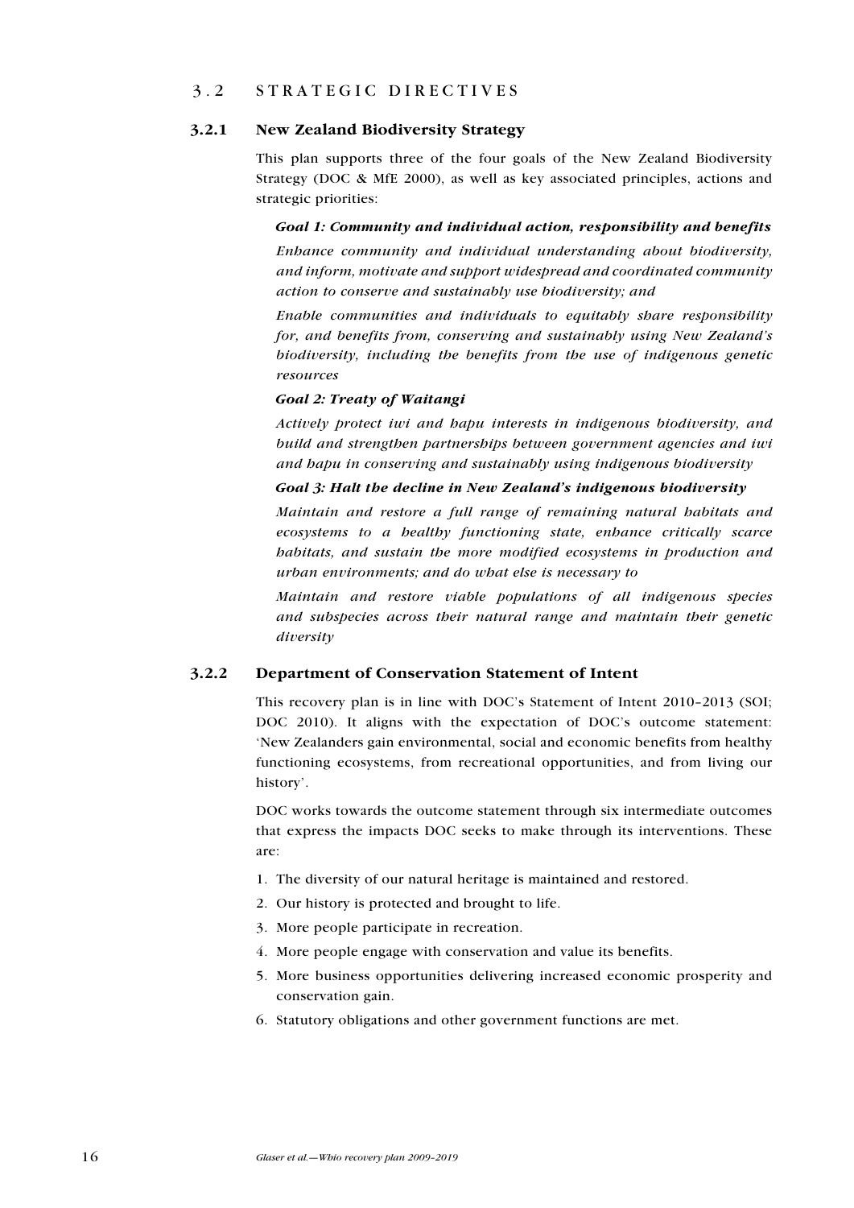## 3.2 STRATEGIC DIRECTIVES

### 3.2.1 New Zealand Biodiversity Strategy

This plan supports three of the four goals of the New Zealand Biodiversity Strategy (DOC & MfE 2000), as well as key associated principles, actions and strategic priorities:

***Goal 1: Community and individual action, responsibility and benefits***

*Enhance community and individual understanding about biodiversity, and inform, motivate and support widespread and coordinated community action to conserve and sustainably use biodiversity; and*

*Enable communities and individuals to equitably share responsibility for, and benefits from, conserving and sustainably using New Zealand's biodiversity, including the benefits from the use of indigenous genetic resources*

***Goal 2: Treaty of Waitangi***

*Actively protect iwi and hapu interests in indigenous biodiversity, and build and strengthen partnerships between government agencies and iwi and hapu in conserving and sustainably using indigenous biodiversity*

***Goal 3: Halt the decline in New Zealand's indigenous biodiversity***

*Maintain and restore a full range of remaining natural habitats and ecosystems to a healthy functioning state, enhance critically scarce habitats, and sustain the more modified ecosystems in production and urban environments; and do what else is necessary to*

*Maintain and restore viable populations of all indigenous species and subspecies across their natural range and maintain their genetic diversity*

### 3.2.2 Department of Conservation Statement of Intent

This recovery plan is in line with DOC's Statement of Intent 2010–2013 (SOI; DOC 2010). It aligns with the expectation of DOC's outcome statement: 'New Zealanders gain environmental, social and economic benefits from healthy functioning ecosystems, from recreational opportunities, and from living our history'.

DOC works towards the outcome statement through six intermediate outcomes that express the impacts DOC seeks to make through its interventions. These are:

1. The diversity of our natural heritage is maintained and restored.
2. Our history is protected and brought to life.
3. More people participate in recreation.
4. More people engage with conservation and value its benefits.
5. More business opportunities delivering increased economic prosperity and conservation gain.
6. Statutory obligations and other government functions are met.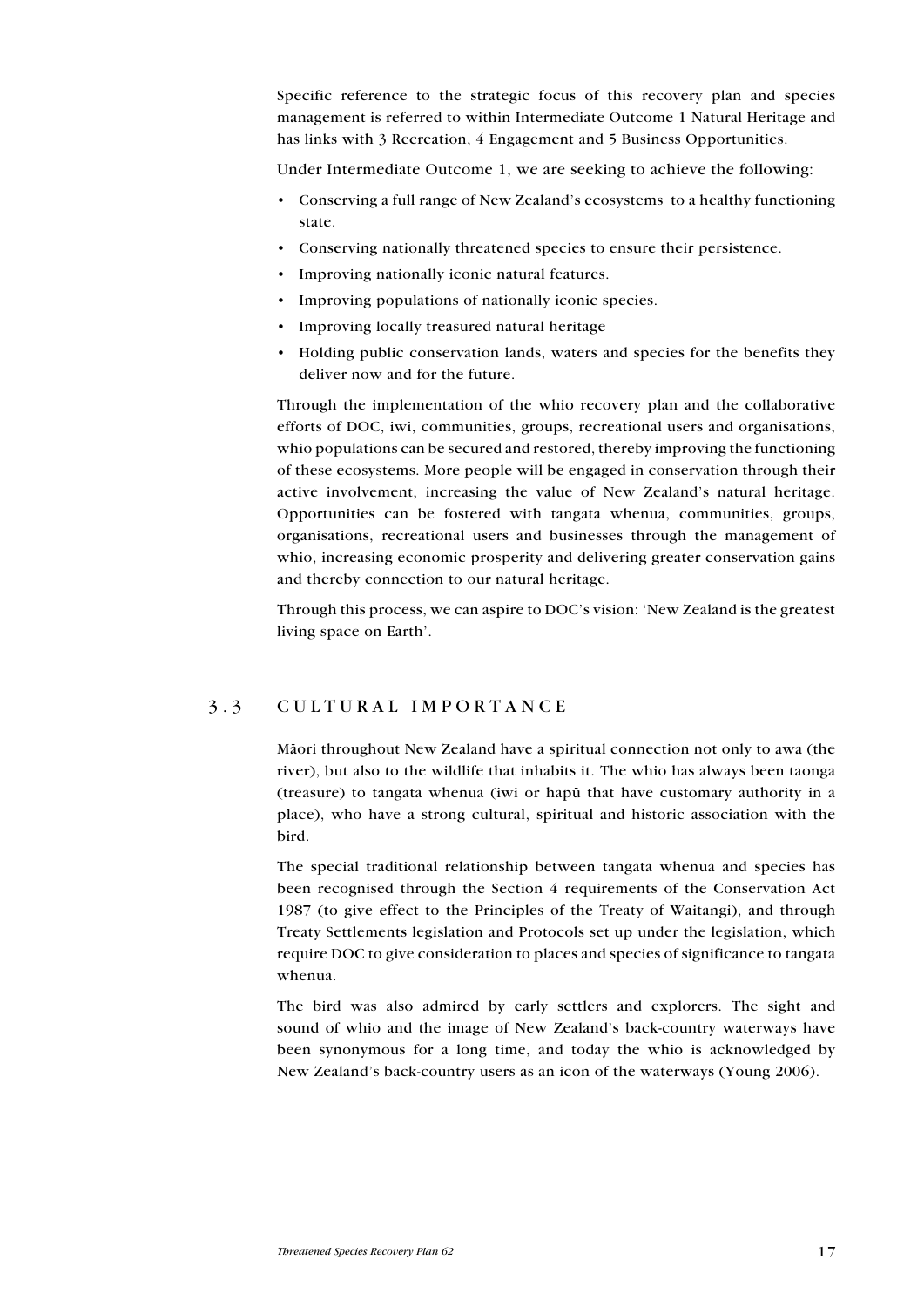Specific reference to the strategic focus of this recovery plan and species management is referred to within Intermediate Outcome 1 Natural Heritage and has links with 3 Recreation, 4 Engagement and 5 Business Opportunities.

Under Intermediate Outcome 1, we are seeking to achieve the following:

- Conserving a full range of New Zealand's ecosystems to a healthy functioning state.
- Conserving nationally threatened species to ensure their persistence.
- Improving nationally iconic natural features.
- Improving populations of nationally iconic species.
- Improving locally treasured natural heritage
- Holding public conservation lands, waters and species for the benefits they deliver now and for the future.

Through the implementation of the whio recovery plan and the collaborative efforts of DOC, iwi, communities, groups, recreational users and organisations, whio populations can be secured and restored, thereby improving the functioning of these ecosystems. More people will be engaged in conservation through their active involvement, increasing the value of New Zealand's natural heritage. Opportunities can be fostered with tangata whenua, communities, groups, organisations, recreational users and businesses through the management of whio, increasing economic prosperity and delivering greater conservation gains and thereby connection to our natural heritage.

Through this process, we can aspire to DOC's vision: 'New Zealand is the greatest living space on Earth'.

## 3.3 CULTURAL IMPORTANCE

Māori throughout New Zealand have a spiritual connection not only to awa (the river), but also to the wildlife that inhabits it. The whio has always been taonga (treasure) to tangata whenua (iwi or hapū that have customary authority in a place), who have a strong cultural, spiritual and historic association with the bird.

The special traditional relationship between tangata whenua and species has been recognised through the Section 4 requirements of the Conservation Act 1987 (to give effect to the Principles of the Treaty of Waitangi), and through Treaty Settlements legislation and Protocols set up under the legislation, which require DOC to give consideration to places and species of significance to tangata whenua.

The bird was also admired by early settlers and explorers. The sight and sound of whio and the image of New Zealand's back-country waterways have been synonymous for a long time, and today the whio is acknowledged by New Zealand's back-country users as an icon of the waterways (Young 2006).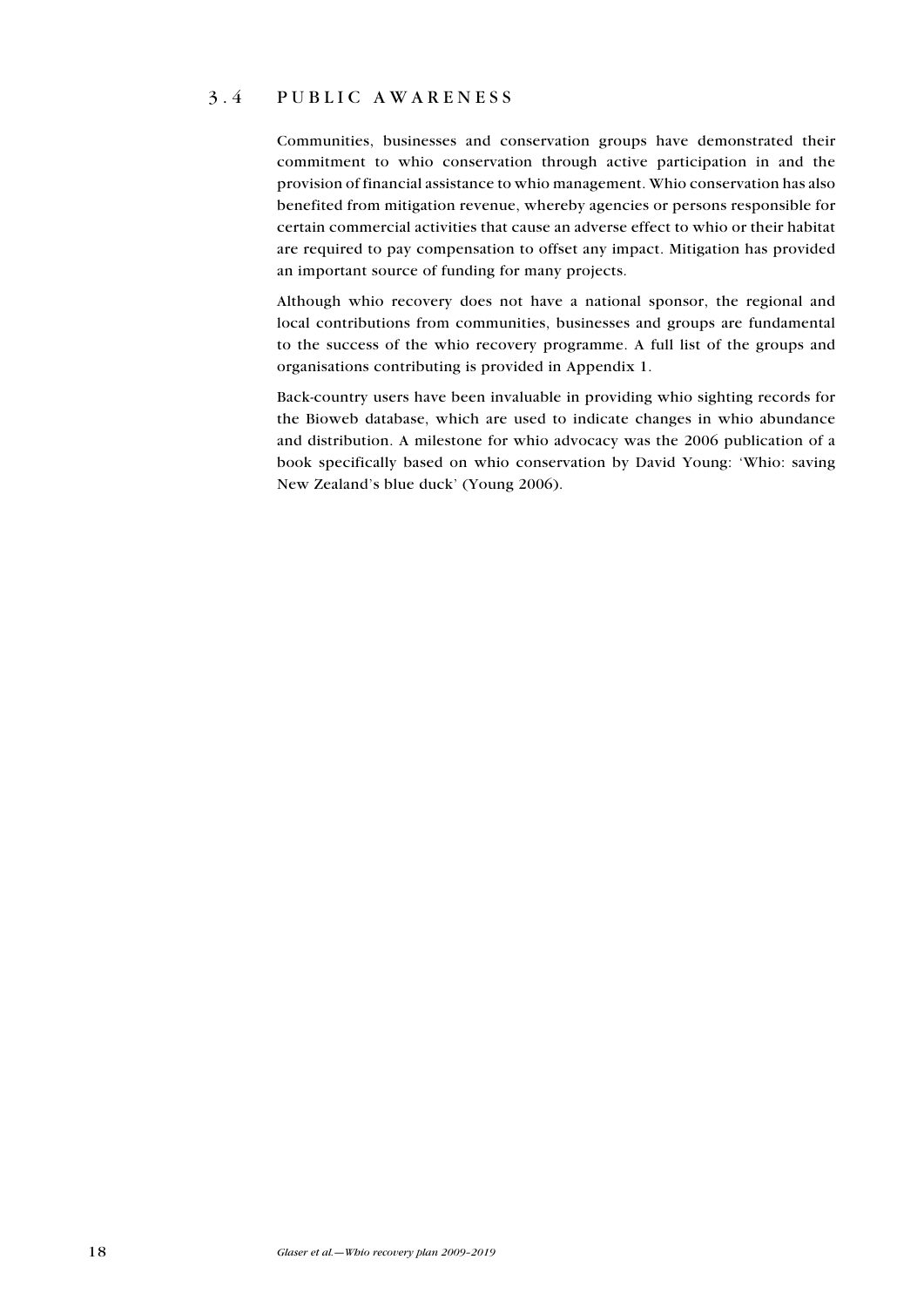## 3.4 PUBLIC AWARENESS

Communities, businesses and conservation groups have demonstrated their commitment to whio conservation through active participation in and the provision of financial assistance to whio management. Whio conservation has also benefited from mitigation revenue, whereby agencies or persons responsible for certain commercial activities that cause an adverse effect to whio or their habitat are required to pay compensation to offset any impact. Mitigation has provided an important source of funding for many projects.

Although whio recovery does not have a national sponsor, the regional and local contributions from communities, businesses and groups are fundamental to the success of the whio recovery programme. A full list of the groups and organisations contributing is provided in Appendix 1.

Back-country users have been invaluable in providing whio sighting records for the Bioweb database, which are used to indicate changes in whio abundance and distribution. A milestone for whio advocacy was the 2006 publication of a book specifically based on whio conservation by David Young: 'Whio: saving New Zealand's blue duck' (Young 2006).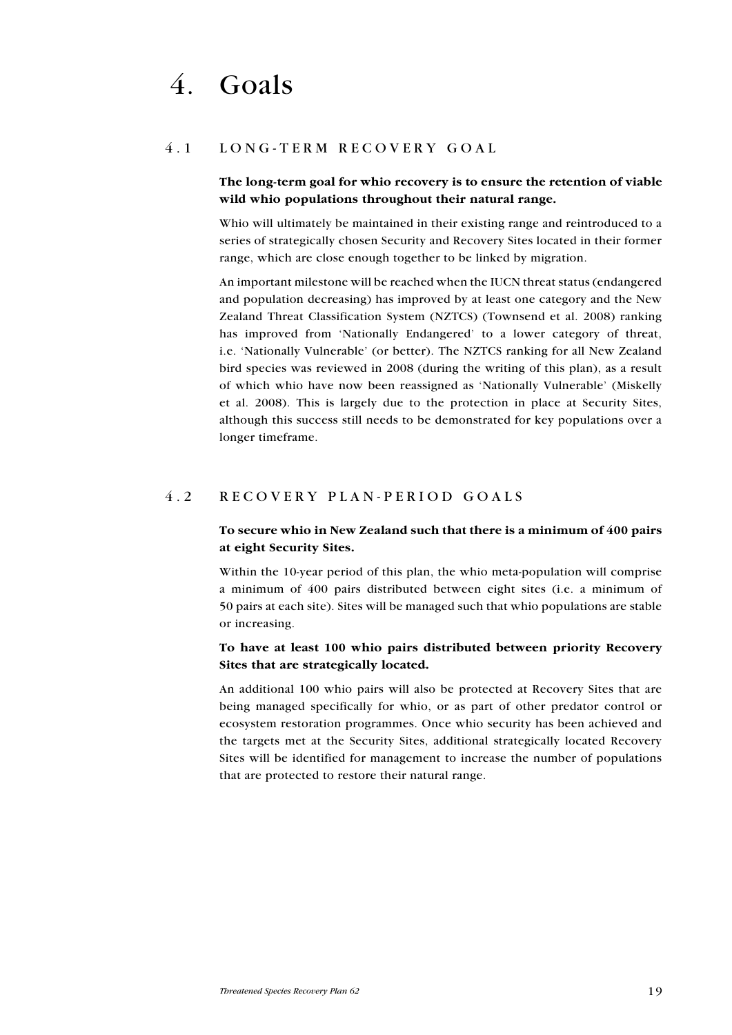# 4. Goals

## 4.1 LONG-TERM RECOVERY GOAL

**The long-term goal for whio recovery is to ensure the retention of viable wild whio populations throughout their natural range.**

Whio will ultimately be maintained in their existing range and reintroduced to a series of strategically chosen Security and Recovery Sites located in their former range, which are close enough together to be linked by migration.

An important milestone will be reached when the IUCN threat status (endangered and population decreasing) has improved by at least one category and the New Zealand Threat Classification System (NZTCS) (Townsend et al. 2008) ranking has improved from 'Nationally Endangered' to a lower category of threat, i.e. 'Nationally Vulnerable' (or better). The NZTCS ranking for all New Zealand bird species was reviewed in 2008 (during the writing of this plan), as a result of which whio have now been reassigned as 'Nationally Vulnerable' (Miskelly et al. 2008). This is largely due to the protection in place at Security Sites, although this success still needs to be demonstrated for key populations over a longer timeframe.

## 4.2 RECOVERY PLAN-PERIOD GOALS

**To secure whio in New Zealand such that there is a minimum of 400 pairs at eight Security Sites.**

Within the 10-year period of this plan, the whio meta-population will comprise a minimum of 400 pairs distributed between eight sites (i.e. a minimum of 50 pairs at each site). Sites will be managed such that whio populations are stable or increasing.

**To have at least 100 whio pairs distributed between priority Recovery Sites that are strategically located.**

An additional 100 whio pairs will also be protected at Recovery Sites that are being managed specifically for whio, or as part of other predator control or ecosystem restoration programmes. Once whio security has been achieved and the targets met at the Security Sites, additional strategically located Recovery Sites will be identified for management to increase the number of populations that are protected to restore their natural range.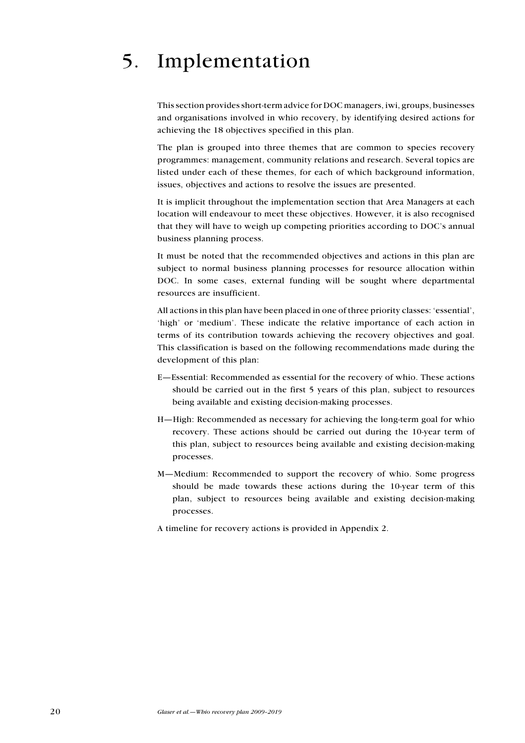# 5. Implementation

This section provides short-term advice for DOC managers, iwi, groups, businesses and organisations involved in whio recovery, by identifying desired actions for achieving the 18 objectives specified in this plan.

The plan is grouped into three themes that are common to species recovery programmes: management, community relations and research. Several topics are listed under each of these themes, for each of which background information, issues, objectives and actions to resolve the issues are presented.

It is implicit throughout the implementation section that Area Managers at each location will endeavour to meet these objectives. However, it is also recognised that they will have to weigh up competing priorities according to DOC's annual business planning process.

It must be noted that the recommended objectives and actions in this plan are subject to normal business planning processes for resource allocation within DOC. In some cases, external funding will be sought where departmental resources are insufficient.

All actions in this plan have been placed in one of three priority classes: 'essential', 'high' or 'medium'. These indicate the relative importance of each action in terms of its contribution towards achieving the recovery objectives and goal. This classification is based on the following recommendations made during the development of this plan:

E—Essential: Recommended as essential for the recovery of whio. These actions should be carried out in the first 5 years of this plan, subject to resources being available and existing decision-making processes.

H—High: Recommended as necessary for achieving the long-term goal for whio recovery. These actions should be carried out during the 10-year term of this plan, subject to resources being available and existing decision-making processes.

M—Medium: Recommended to support the recovery of whio. Some progress should be made towards these actions during the 10-year term of this plan, subject to resources being available and existing decision-making processes.

A timeline for recovery actions is provided in Appendix 2.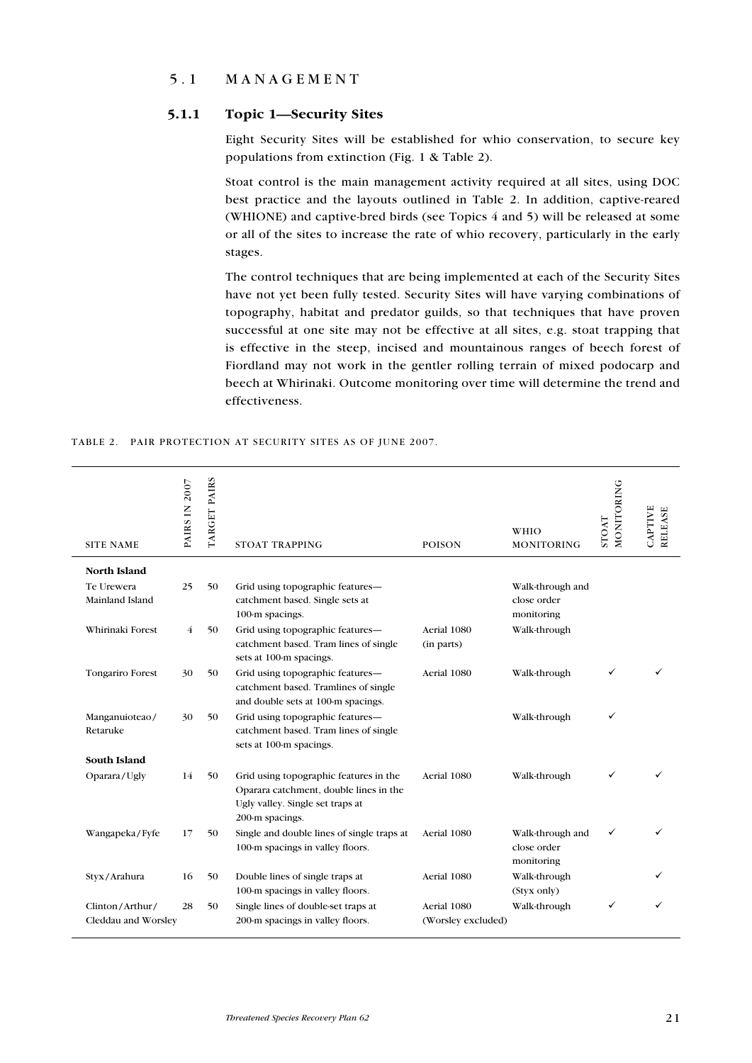## 5.1 MANAGEMENT

### 5.1.1 Topic 1—Security Sites

Eight Security Sites will be established for whio conservation, to secure key populations from extinction (Fig. 1 & Table 2).

Stoat control is the main management activity required at all sites, using DOC best practice and the layouts outlined in Table 2. In addition, captive-reared (WHIONE) and captive-bred birds (see Topics 4 and 5) will be released at some or all of the sites to increase the rate of whio recovery, particularly in the early stages.

The control techniques that are being implemented at each of the Security Sites have not yet been fully tested. Security Sites will have varying combinations of topography, habitat and predator guilds, so that techniques that have proven successful at one site may not be effective at all sites, e.g. stoat trapping that is effective in the steep, incised and mountainous ranges of beech forest of Fiordland may not work in the gentler rolling terrain of mixed podocarp and beech at Whirinaki. Outcome monitoring over time will determine the trend and effectiveness.

TABLE 2. PAIR PROTECTION AT SECURITY SITES AS OF JUNE 2007.

| SITE NAME | PAIRS IN 2007 | TARGET PAIRS | STOAT TRAPPING | POISON | WHIO MONITORING | STOAT MONITORING | CAPTIVE RELEASE |
|---|---|---|---|---|---|---|---|
| **North Island** | | | | | | | |
| Te Urewera Mainland Island | 25 | 50 | Grid using topographic features—catchment based. Single sets at 100-m spacings. | | Walk-through and close order monitoring | | |
| Whirinaki Forest | 4 | 50 | Grid using topographic features—catchment based. Tram lines of single sets at 100-m spacings. | Aerial 1080 (in parts) | Walk-through | | |
| Tongariro Forest | 30 | 50 | Grid using topographic features—catchment based. Tramlines of single and double sets at 100-m spacings. | Aerial 1080 | Walk-through | ✓ | ✓ |
| Manganuioteao/ Retaruke | 30 | 50 | Grid using topographic features—catchment based. Tram lines of single sets at 100-m spacings. | | Walk-through | ✓ | |
| **South Island** | | | | | | | |
| Oparara/Ugly | 14 | 50 | Grid using topographic features in the Oparara catchment, double lines in the Ugly valley. Single set traps at 200-m spacings. | Aerial 1080 | Walk-through | ✓ | ✓ |
| Wangapeka/Fyfe | 17 | 50 | Single and double lines of single traps at 100-m spacings in valley floors. | Aerial 1080 | Walk-through and close order monitoring | ✓ | ✓ |
| Styx/Arahura | 16 | 50 | Double lines of single traps at 100-m spacings in valley floors. | Aerial 1080 | Walk-through (Styx only) | | ✓ |
| Clinton/Arthur/ Cleddau and Worsley | 28 | 50 | Single lines of double-set traps at 200-m spacings in valley floors. | Aerial 1080 (Worsley excluded) | Walk-through | ✓ | ✓ |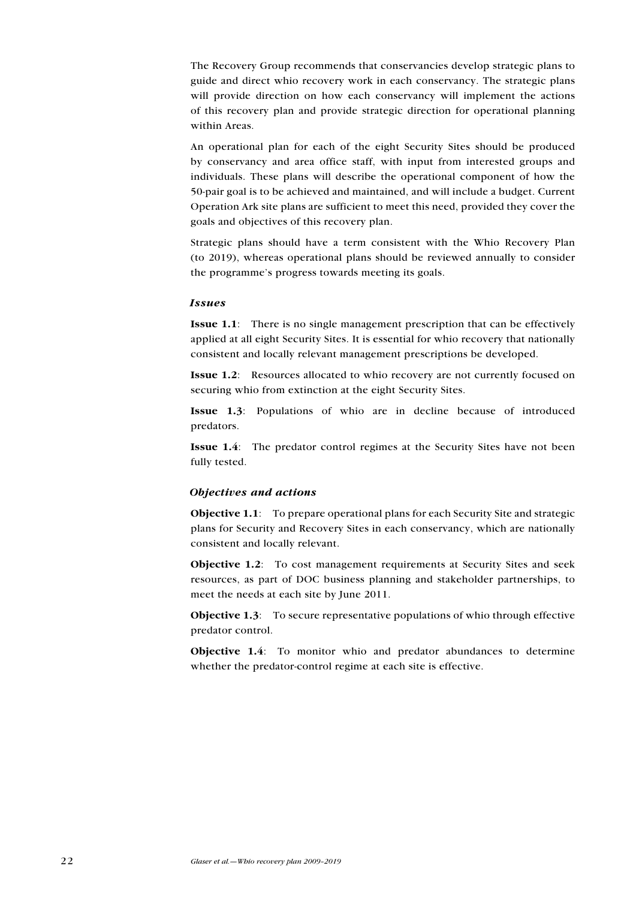The Recovery Group recommends that conservancies develop strategic plans to guide and direct whio recovery work in each conservancy. The strategic plans will provide direction on how each conservancy will implement the actions of this recovery plan and provide strategic direction for operational planning within Areas.

An operational plan for each of the eight Security Sites should be produced by conservancy and area office staff, with input from interested groups and individuals. These plans will describe the operational component of how the 50-pair goal is to be achieved and maintained, and will include a budget. Current Operation Ark site plans are sufficient to meet this need, provided they cover the goals and objectives of this recovery plan.

Strategic plans should have a term consistent with the Whio Recovery Plan (to 2019), whereas operational plans should be reviewed annually to consider the programme's progress towards meeting its goals.

### *Issues*

**Issue 1.1**: There is no single management prescription that can be effectively applied at all eight Security Sites. It is essential for whio recovery that nationally consistent and locally relevant management prescriptions be developed.

**Issue 1.2**: Resources allocated to whio recovery are not currently focused on securing whio from extinction at the eight Security Sites.

**Issue 1.3**: Populations of whio are in decline because of introduced predators.

**Issue 1.4**: The predator control regimes at the Security Sites have not been fully tested.

### *Objectives and actions*

**Objective 1.1**: To prepare operational plans for each Security Site and strategic plans for Security and Recovery Sites in each conservancy, which are nationally consistent and locally relevant.

**Objective 1.2**: To cost management requirements at Security Sites and seek resources, as part of DOC business planning and stakeholder partnerships, to meet the needs at each site by June 2011.

**Objective 1.3**: To secure representative populations of whio through effective predator control.

**Objective 1.4**: To monitor whio and predator abundances to determine whether the predator-control regime at each site is effective.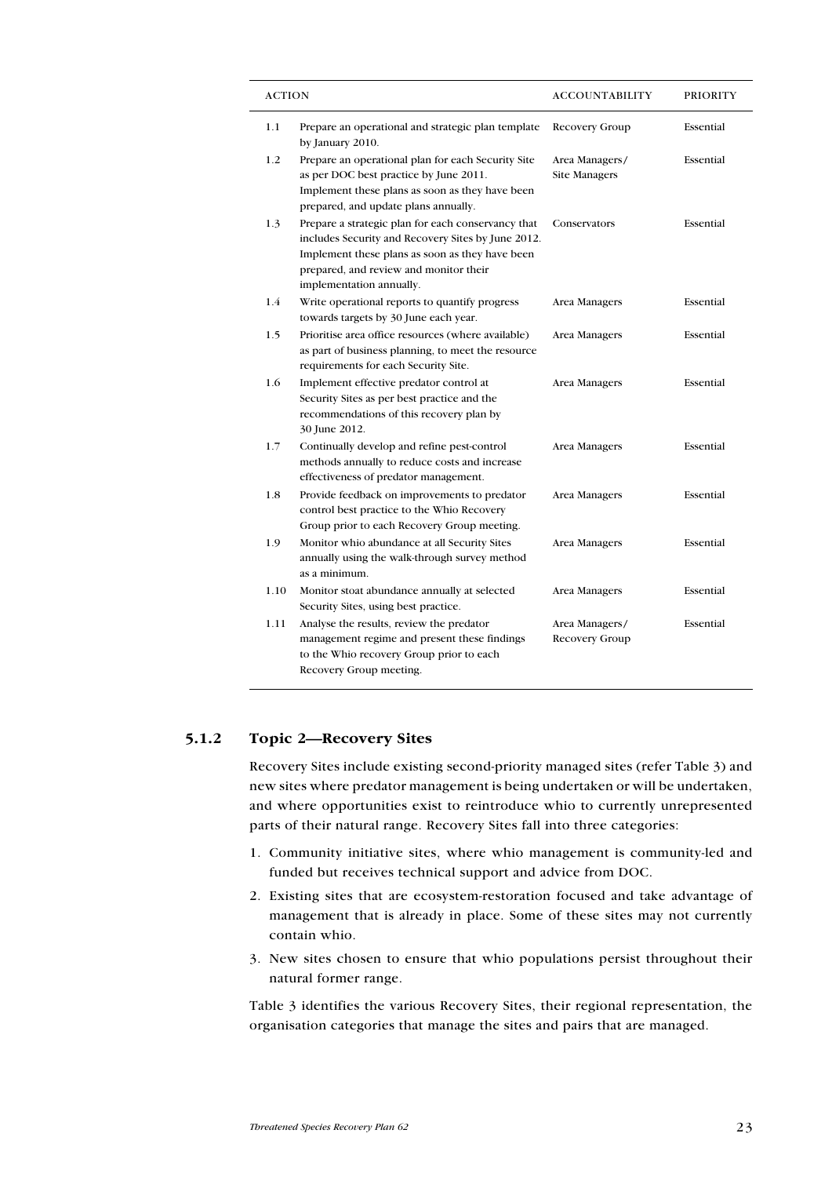| ACTION | | ACCOUNTABILITY | PRIORITY |
|---|---|---|---|
| 1.1 | Prepare an operational and strategic plan template by January 2010. | Recovery Group | Essential |
| 1.2 | Prepare an operational plan for each Security Site as per DOC best practice by June 2011. Implement these plans as soon as they have been prepared, and update plans annually. | Area Managers/ Site Managers | Essential |
| 1.3 | Prepare a strategic plan for each conservancy that includes Security and Recovery Sites by June 2012. Implement these plans as soon as they have been prepared, and review and monitor their implementation annually. | Conservators | Essential |
| 1.4 | Write operational reports to quantify progress towards targets by 30 June each year. | Area Managers | Essential |
| 1.5 | Prioritise area office resources (where available) as part of business planning, to meet the resource requirements for each Security Site. | Area Managers | Essential |
| 1.6 | Implement effective predator control at Security Sites as per best practice and the recommendations of this recovery plan by 30 June 2012. | Area Managers | Essential |
| 1.7 | Continually develop and refine pest-control methods annually to reduce costs and increase effectiveness of predator management. | Area Managers | Essential |
| 1.8 | Provide feedback on improvements to predator control best practice to the Whio Recovery Group prior to each Recovery Group meeting. | Area Managers | Essential |
| 1.9 | Monitor whio abundance at all Security Sites annually using the walk-through survey method as a minimum. | Area Managers | Essential |
| 1.10 | Monitor stoat abundance annually at selected Security Sites, using best practice. | Area Managers | Essential |
| 1.11 | Analyse the results, review the predator management regime and present these findings to the Whio recovery Group prior to each Recovery Group meeting. | Area Managers/ Recovery Group | Essential |

### 5.1.2 Topic 2—Recovery Sites

Recovery Sites include existing second-priority managed sites (refer Table 3) and new sites where predator management is being undertaken or will be undertaken, and where opportunities exist to reintroduce whio to currently unrepresented parts of their natural range. Recovery Sites fall into three categories:

1. Community initiative sites, where whio management is community-led and funded but receives technical support and advice from DOC.
2. Existing sites that are ecosystem-restoration focused and take advantage of management that is already in place. Some of these sites may not currently contain whio.
3. New sites chosen to ensure that whio populations persist throughout their natural former range.

Table 3 identifies the various Recovery Sites, their regional representation, the organisation categories that manage the sites and pairs that are managed.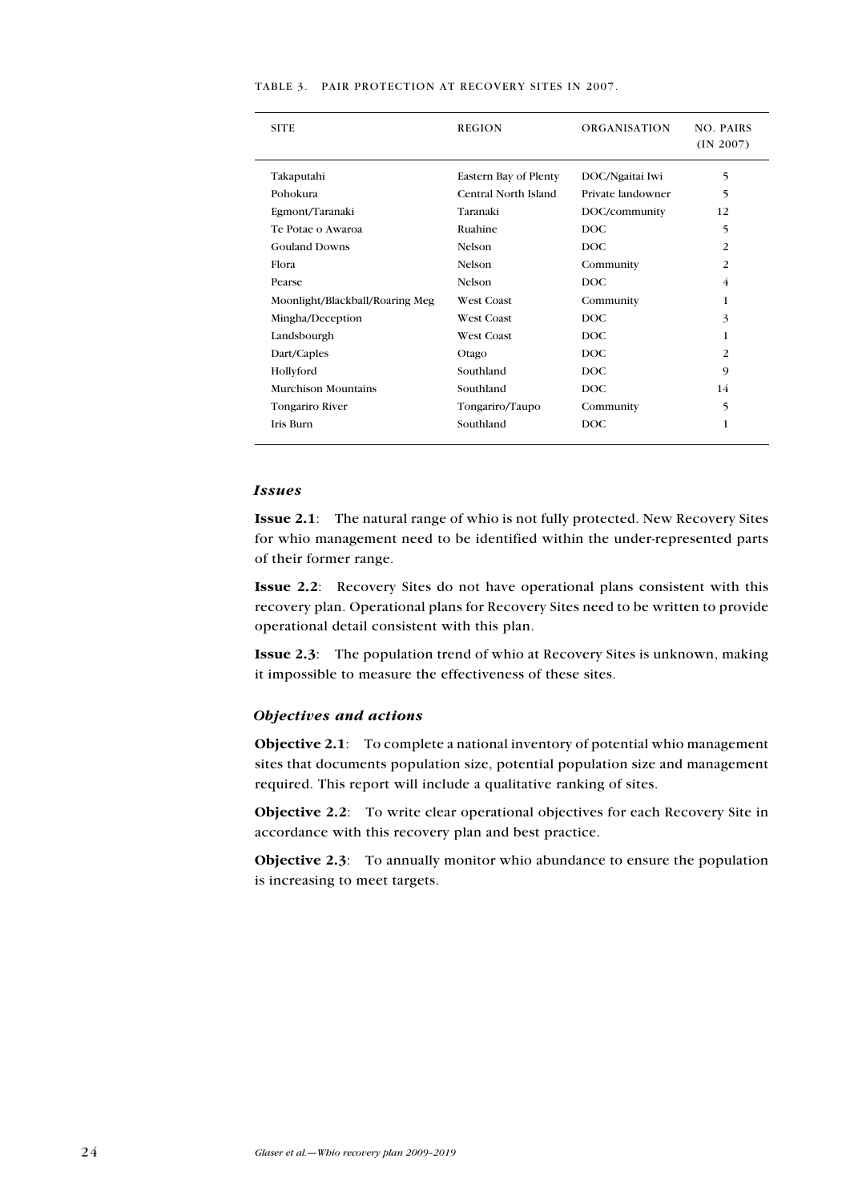TABLE 3. PAIR PROTECTION AT RECOVERY SITES IN 2007.

| SITE | REGION | ORGANISATION | NO. PAIRS (IN 2007) |
|---|---|---|---|
| Takaputahi | Eastern Bay of Plenty | DOC/Ngaitai Iwi | 5 |
| Pohokura | Central North Island | Private landowner | 5 |
| Egmont/Taranaki | Taranaki | DOC/community | 12 |
| Te Potae o Awaroa | Ruahine | DOC | 5 |
| Gouland Downs | Nelson | DOC | 2 |
| Flora | Nelson | Community | 2 |
| Pearse | Nelson | DOC | 4 |
| Moonlight/Blackball/Roaring Meg | West Coast | Community | 1 |
| Mingha/Deception | West Coast | DOC | 3 |
| Landsbourgh | West Coast | DOC | 1 |
| Dart/Caples | Otago | DOC | 2 |
| Hollyford | Southland | DOC | 9 |
| Murchison Mountains | Southland | DOC | 14 |
| Tongariro River | Tongariro/Taupo | Community | 5 |
| Iris Burn | Southland | DOC | 1 |

### *Issues*

**Issue 2.1**: The natural range of whio is not fully protected. New Recovery Sites for whio management need to be identified within the under-represented parts of their former range.

**Issue 2.2**: Recovery Sites do not have operational plans consistent with this recovery plan. Operational plans for Recovery Sites need to be written to provide operational detail consistent with this plan.

**Issue 2.3**: The population trend of whio at Recovery Sites is unknown, making it impossible to measure the effectiveness of these sites.

### *Objectives and actions*

**Objective 2.1**: To complete a national inventory of potential whio management sites that documents population size, potential population size and management required. This report will include a qualitative ranking of sites.

**Objective 2.2**: To write clear operational objectives for each Recovery Site in accordance with this recovery plan and best practice.

**Objective 2.3**: To annually monitor whio abundance to ensure the population is increasing to meet targets.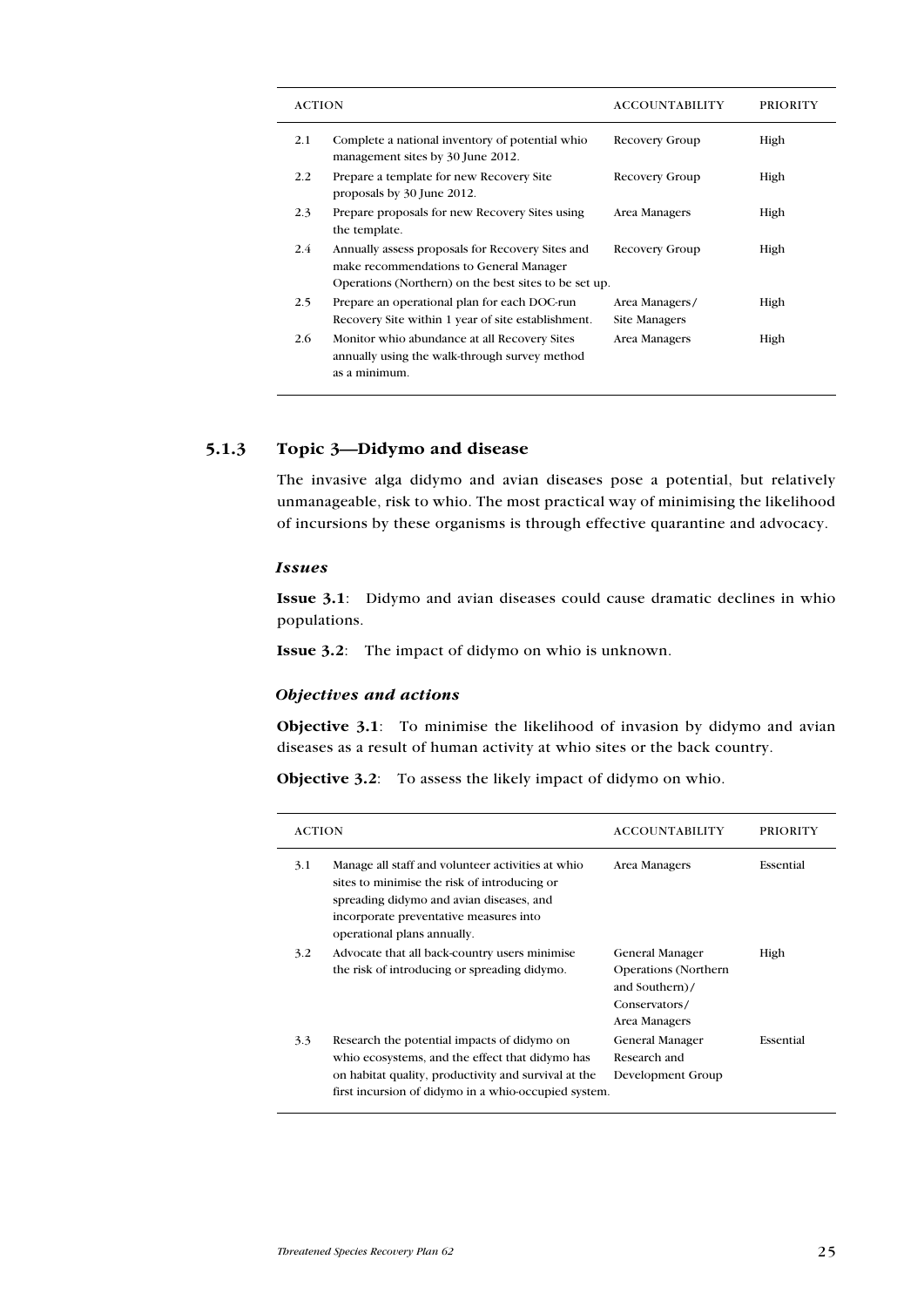| ACTION | | ACCOUNTABILITY | PRIORITY |
|---|---|---|---|
| 2.1 | Complete a national inventory of potential whio management sites by 30 June 2012. | Recovery Group | High |
| 2.2 | Prepare a template for new Recovery Site proposals by 30 June 2012. | Recovery Group | High |
| 2.3 | Prepare proposals for new Recovery Sites using the template. | Area Managers | High |
| 2.4 | Annually assess proposals for Recovery Sites and make recommendations to General Manager Operations (Northern) on the best sites to be set up. | Recovery Group | High |
| 2.5 | Prepare an operational plan for each DOC-run Recovery Site within 1 year of site establishment. | Area Managers/ Site Managers | High |
| 2.6 | Monitor whio abundance at all Recovery Sites annually using the walk-through survey method as a minimum. | Area Managers | High |

### 5.1.3 Topic 3—Didymo and disease

The invasive alga didymo and avian diseases pose a potential, but relatively unmanageable, risk to whio. The most practical way of minimising the likelihood of incursions by these organisms is through effective quarantine and advocacy.

#### *Issues*

**Issue 3.1**: Didymo and avian diseases could cause dramatic declines in whio populations.

**Issue 3.2**: The impact of didymo on whio is unknown.

#### *Objectives and actions*

**Objective 3.1**: To minimise the likelihood of invasion by didymo and avian diseases as a result of human activity at whio sites or the back country.

**Objective 3.2**: To assess the likely impact of didymo on whio.

| ACTION | | ACCOUNTABILITY | PRIORITY |
|---|---|---|---|
| 3.1 | Manage all staff and volunteer activities at whio sites to minimise the risk of introducing or spreading didymo and avian diseases, and incorporate preventative measures into operational plans annually. | Area Managers | Essential |
| 3.2 | Advocate that all back-country users minimise the risk of introducing or spreading didymo. | General Manager Operations (Northern and Southern)/ Conservators/ Area Managers | High |
| 3.3 | Research the potential impacts of didymo on whio ecosystems, and the effect that didymo has on habitat quality, productivity and survival at the first incursion of didymo in a whio-occupied system. | General Manager Research and Development Group | Essential |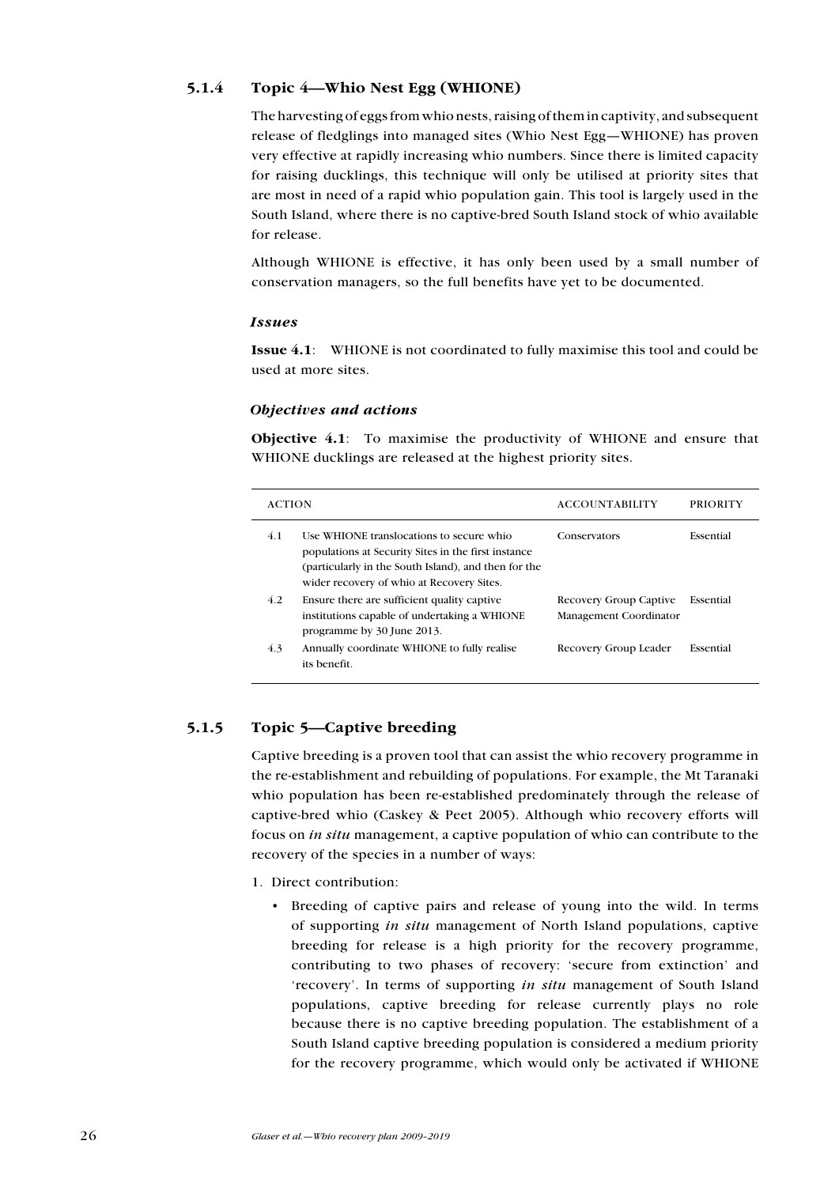### 5.1.4 Topic 4—Whio Nest Egg (WHIONE)

The harvesting of eggs from whio nests, raising of them in captivity, and subsequent release of fledglings into managed sites (Whio Nest Egg—WHIONE) has proven very effective at rapidly increasing whio numbers. Since there is limited capacity for raising ducklings, this technique will only be utilised at priority sites that are most in need of a rapid whio population gain. This tool is largely used in the South Island, where there is no captive-bred South Island stock of whio available for release.

Although WHIONE is effective, it has only been used by a small number of conservation managers, so the full benefits have yet to be documented.

#### *Issues*

**Issue 4.1**: WHIONE is not coordinated to fully maximise this tool and could be used at more sites.

#### *Objectives and actions*

**Objective 4.1**: To maximise the productivity of WHIONE and ensure that WHIONE ducklings are released at the highest priority sites.

| ACTION | | ACCOUNTABILITY | PRIORITY |
|---|---|---|---|
| 4.1 | Use WHIONE translocations to secure whio populations at Security Sites in the first instance (particularly in the South Island), and then for the wider recovery of whio at Recovery Sites. | Conservators | Essential |
| 4.2 | Ensure there are sufficient quality captive institutions capable of undertaking a WHIONE programme by 30 June 2013. | Recovery Group Captive Management Coordinator | Essential |
| 4.3 | Annually coordinate WHIONE to fully realise its benefit. | Recovery Group Leader | Essential |

### 5.1.5 Topic 5—Captive breeding

Captive breeding is a proven tool that can assist the whio recovery programme in the re-establishment and rebuilding of populations. For example, the Mt Taranaki whio population has been re-established predominately through the release of captive-bred whio (Caskey & Peet 2005). Although whio recovery efforts will focus on *in situ* management, a captive population of whio can contribute to the recovery of the species in a number of ways:

1. Direct contribution:
   - Breeding of captive pairs and release of young into the wild. In terms of supporting *in situ* management of North Island populations, captive breeding for release is a high priority for the recovery programme, contributing to two phases of recovery: 'secure from extinction' and 'recovery'. In terms of supporting *in situ* management of South Island populations, captive breeding for release currently plays no role because there is no captive breeding population. The establishment of a South Island captive breeding population is considered a medium priority for the recovery programme, which would only be activated if WHIONE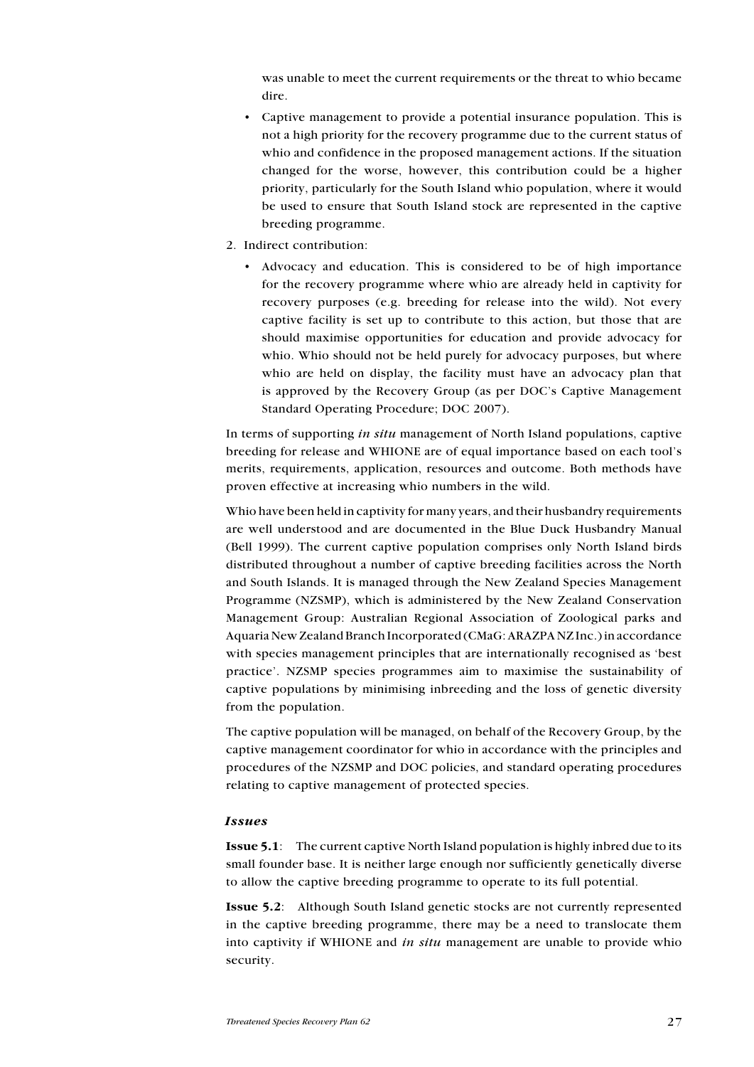was unable to meet the current requirements or the threat to whio became dire.

- Captive management to provide a potential insurance population. This is not a high priority for the recovery programme due to the current status of whio and confidence in the proposed management actions. If the situation changed for the worse, however, this contribution could be a higher priority, particularly for the South Island whio population, where it would be used to ensure that South Island stock are represented in the captive breeding programme.

2. Indirect contribution:

   - Advocacy and education. This is considered to be of high importance for the recovery programme where whio are already held in captivity for recovery purposes (e.g. breeding for release into the wild). Not every captive facility is set up to contribute to this action, but those that are should maximise opportunities for education and provide advocacy for whio. Whio should not be held purely for advocacy purposes, but where whio are held on display, the facility must have an advocacy plan that is approved by the Recovery Group (as per DOC's Captive Management Standard Operating Procedure; DOC 2007).

In terms of supporting *in situ* management of North Island populations, captive breeding for release and WHIONE are of equal importance based on each tool's merits, requirements, application, resources and outcome. Both methods have proven effective at increasing whio numbers in the wild.

Whio have been held in captivity for many years, and their husbandry requirements are well understood and are documented in the Blue Duck Husbandry Manual (Bell 1999). The current captive population comprises only North Island birds distributed throughout a number of captive breeding facilities across the North and South Islands. It is managed through the New Zealand Species Management Programme (NZSMP), which is administered by the New Zealand Conservation Management Group: Australian Regional Association of Zoological parks and Aquaria New Zealand Branch Incorporated (CMaG: ARAZPA NZ Inc.) in accordance with species management principles that are internationally recognised as 'best practice'. NZSMP species programmes aim to maximise the sustainability of captive populations by minimising inbreeding and the loss of genetic diversity from the population.

The captive population will be managed, on behalf of the Recovery Group, by the captive management coordinator for whio in accordance with the principles and procedures of the NZSMP and DOC policies, and standard operating procedures relating to captive management of protected species.

### *Issues*

**Issue 5.1**: The current captive North Island population is highly inbred due to its small founder base. It is neither large enough nor sufficiently genetically diverse to allow the captive breeding programme to operate to its full potential.

**Issue 5.2**: Although South Island genetic stocks are not currently represented in the captive breeding programme, there may be a need to translocate them into captivity if WHIONE and *in situ* management are unable to provide whio security.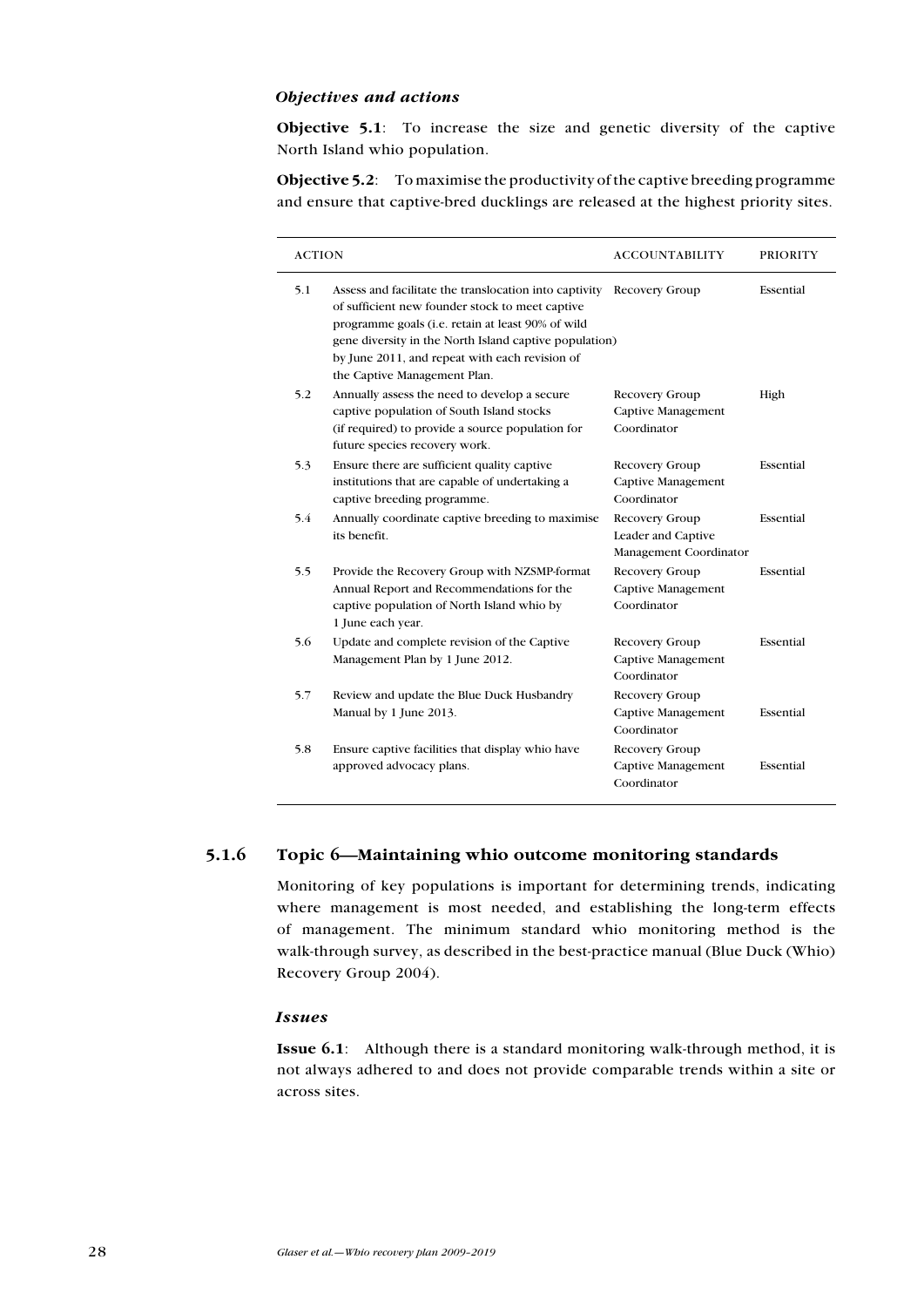*Objectives and actions*

**Objective 5.1**: To increase the size and genetic diversity of the captive North Island whio population.

**Objective 5.2**: To maximise the productivity of the captive breeding programme and ensure that captive-bred ducklings are released at the highest priority sites.

| ACTION | | ACCOUNTABILITY | PRIORITY |
|---|---|---|---|
| 5.1 | Assess and facilitate the translocation into captivity of sufficient new founder stock to meet captive programme goals (i.e. retain at least 90% of wild gene diversity in the North Island captive population) by June 2011, and repeat with each revision of the Captive Management Plan. | Recovery Group | Essential |
| 5.2 | Annually assess the need to develop a secure captive population of South Island stocks (if required) to provide a source population for future species recovery work. | Recovery Group Captive Management Coordinator | High |
| 5.3 | Ensure there are sufficient quality captive institutions that are capable of undertaking a captive breeding programme. | Recovery Group Captive Management Coordinator | Essential |
| 5.4 | Annually coordinate captive breeding to maximise its benefit. | Recovery Group Leader and Captive Management Coordinator | Essential |
| 5.5 | Provide the Recovery Group with NZSMP-format Annual Report and Recommendations for the captive population of North Island whio by 1 June each year. | Recovery Group Captive Management Coordinator | Essential |
| 5.6 | Update and complete revision of the Captive Management Plan by 1 June 2012. | Recovery Group Captive Management Coordinator | Essential |
| 5.7 | Review and update the Blue Duck Husbandry Manual by 1 June 2013. | Recovery Group Captive Management Coordinator | Essential |
| 5.8 | Ensure captive facilities that display whio have approved advocacy plans. | Recovery Group Captive Management Coordinator | Essential |

### 5.1.6 Topic 6—Maintaining whio outcome monitoring standards

Monitoring of key populations is important for determining trends, indicating where management is most needed, and establishing the long-term effects of management. The minimum standard whio monitoring method is the walk-through survey, as described in the best-practice manual (Blue Duck (Whio) Recovery Group 2004).

*Issues*

**Issue 6.1**: Although there is a standard monitoring walk-through method, it is not always adhered to and does not provide comparable trends within a site or across sites.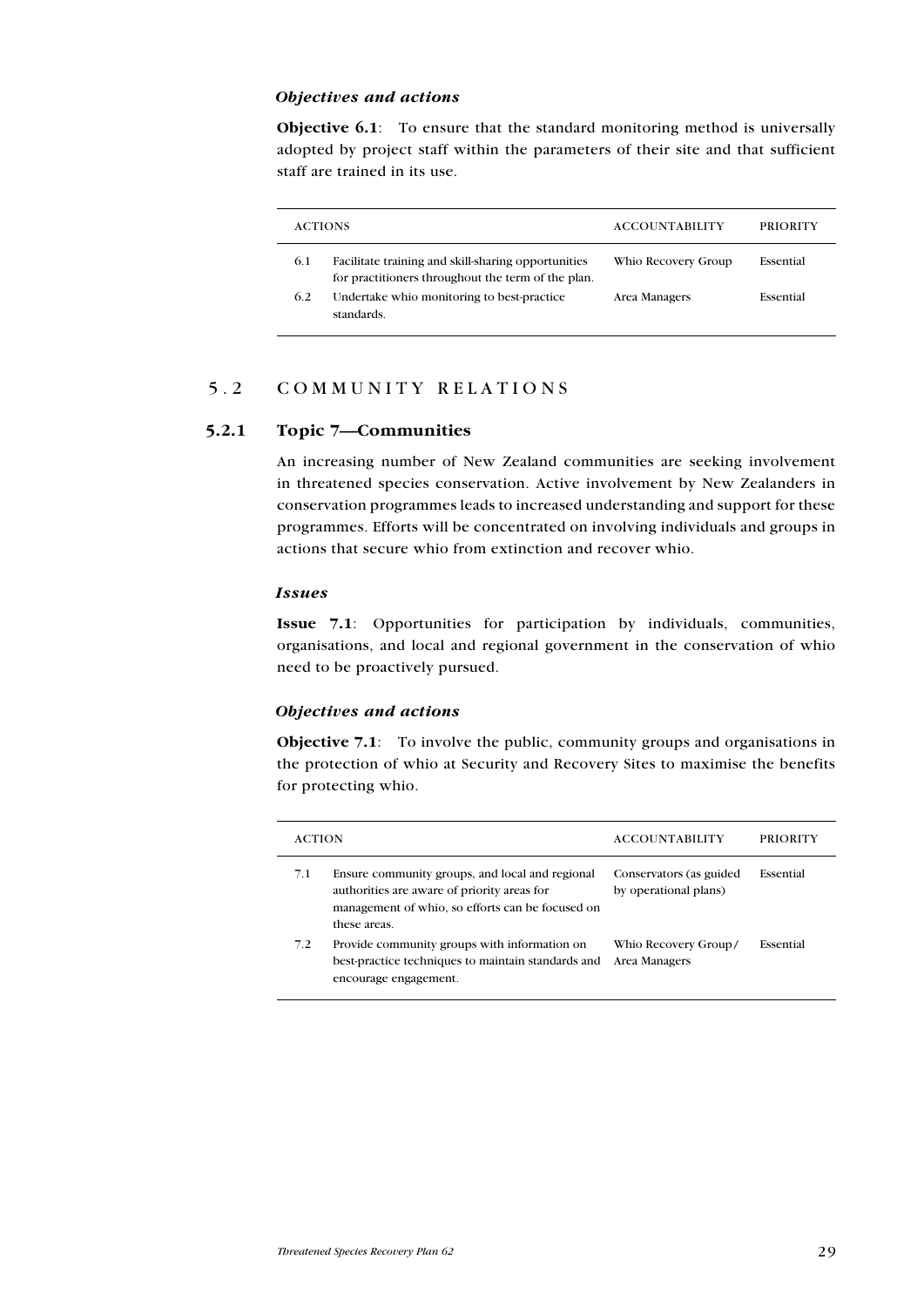*Objectives and actions*

**Objective 6.1**: To ensure that the standard monitoring method is universally adopted by project staff within the parameters of their site and that sufficient staff are trained in its use.

| ACTIONS | | ACCOUNTABILITY | PRIORITY |
|---|---|---|---|
| 6.1 | Facilitate training and skill-sharing opportunities for practitioners throughout the term of the plan. | Whio Recovery Group | Essential |
| 6.2 | Undertake whio monitoring to best-practice standards. | Area Managers | Essential |

## 5.2 COMMUNITY RELATIONS

### 5.2.1 Topic 7—Communities

An increasing number of New Zealand communities are seeking involvement in threatened species conservation. Active involvement by New Zealanders in conservation programmes leads to increased understanding and support for these programmes. Efforts will be concentrated on involving individuals and groups in actions that secure whio from extinction and recover whio.

*Issues*

**Issue 7.1**: Opportunities for participation by individuals, communities, organisations, and local and regional government in the conservation of whio need to be proactively pursued.

*Objectives and actions*

**Objective 7.1**: To involve the public, community groups and organisations in the protection of whio at Security and Recovery Sites to maximise the benefits for protecting whio.

| ACTION | | ACCOUNTABILITY | PRIORITY |
|---|---|---|---|
| 7.1 | Ensure community groups, and local and regional authorities are aware of priority areas for management of whio, so efforts can be focused on these areas. | Conservators (as guided by operational plans) | Essential |
| 7.2 | Provide community groups with information on best-practice techniques to maintain standards and encourage engagement. | Whio Recovery Group/ Area Managers | Essential |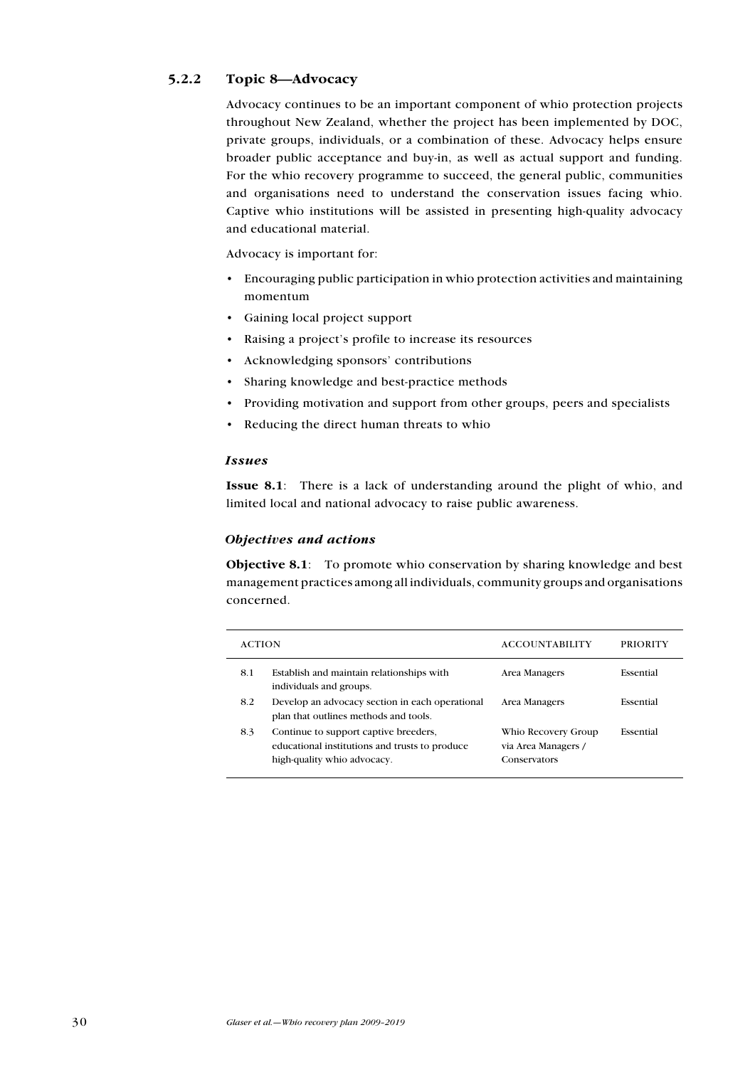### 5.2.2 Topic 8—Advocacy

Advocacy continues to be an important component of whio protection projects throughout New Zealand, whether the project has been implemented by DOC, private groups, individuals, or a combination of these. Advocacy helps ensure broader public acceptance and buy-in, as well as actual support and funding. For the whio recovery programme to succeed, the general public, communities and organisations need to understand the conservation issues facing whio. Captive whio institutions will be assisted in presenting high-quality advocacy and educational material.

Advocacy is important for:

- Encouraging public participation in whio protection activities and maintaining momentum
- Gaining local project support
- Raising a project's profile to increase its resources
- Acknowledging sponsors' contributions
- Sharing knowledge and best-practice methods
- Providing motivation and support from other groups, peers and specialists
- Reducing the direct human threats to whio

#### *Issues*

**Issue 8.1**: There is a lack of understanding around the plight of whio, and limited local and national advocacy to raise public awareness.

#### *Objectives and actions*

**Objective 8.1**: To promote whio conservation by sharing knowledge and best management practices among all individuals, community groups and organisations concerned.

| ACTION | | ACCOUNTABILITY | PRIORITY |
|---|---|---|---|
| 8.1 | Establish and maintain relationships with individuals and groups. | Area Managers | Essential |
| 8.2 | Develop an advocacy section in each operational plan that outlines methods and tools. | Area Managers | Essential |
| 8.3 | Continue to support captive breeders, educational institutions and trusts to produce high-quality whio advocacy. | Whio Recovery Group via Area Managers / Conservators | Essential |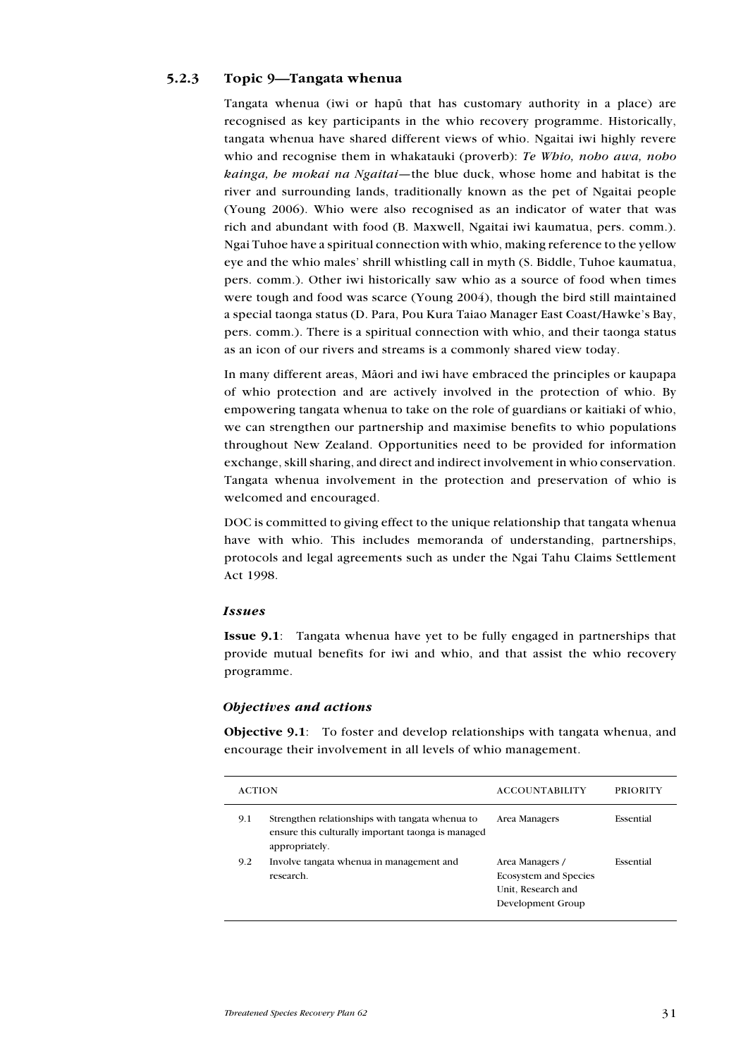### 5.2.3 Topic 9—Tangata whenua

Tangata whenua (iwi or hapū that has customary authority in a place) are recognised as key participants in the whio recovery programme. Historically, tangata whenua have shared different views of whio. Ngaitai iwi highly revere whio and recognise them in whakatauki (proverb): *Te Whio, noho awa, noho kainga, he mokai na Ngaitai*—the blue duck, whose home and habitat is the river and surrounding lands, traditionally known as the pet of Ngaitai people (Young 2006). Whio were also recognised as an indicator of water that was rich and abundant with food (B. Maxwell, Ngaitai iwi kaumatua, pers. comm.). Ngai Tuhoe have a spiritual connection with whio, making reference to the yellow eye and the whio males' shrill whistling call in myth (S. Biddle, Tuhoe kaumatua, pers. comm.). Other iwi historically saw whio as a source of food when times were tough and food was scarce (Young 2004), though the bird still maintained a special taonga status (D. Para, Pou Kura Taiao Manager East Coast/Hawke's Bay, pers. comm.). There is a spiritual connection with whio, and their taonga status as an icon of our rivers and streams is a commonly shared view today.

In many different areas, Māori and iwi have embraced the principles or kaupapa of whio protection and are actively involved in the protection of whio. By empowering tangata whenua to take on the role of guardians or kaitiaki of whio, we can strengthen our partnership and maximise benefits to whio populations throughout New Zealand. Opportunities need to be provided for information exchange, skill sharing, and direct and indirect involvement in whio conservation. Tangata whenua involvement in the protection and preservation of whio is welcomed and encouraged.

DOC is committed to giving effect to the unique relationship that tangata whenua have with whio. This includes memoranda of understanding, partnerships, protocols and legal agreements such as under the Ngai Tahu Claims Settlement Act 1998.

#### *Issues*

**Issue 9.1**: Tangata whenua have yet to be fully engaged in partnerships that provide mutual benefits for iwi and whio, and that assist the whio recovery programme.

#### *Objectives and actions*

**Objective 9.1**: To foster and develop relationships with tangata whenua, and encourage their involvement in all levels of whio management.

| ACTION | | ACCOUNTABILITY | PRIORITY |
|---|---|---|---|
| 9.1 | Strengthen relationships with tangata whenua to ensure this culturally important taonga is managed appropriately. | Area Managers | Essential |
| 9.2 | Involve tangata whenua in management and research. | Area Managers / Ecosystem and Species Unit, Research and Development Group | Essential |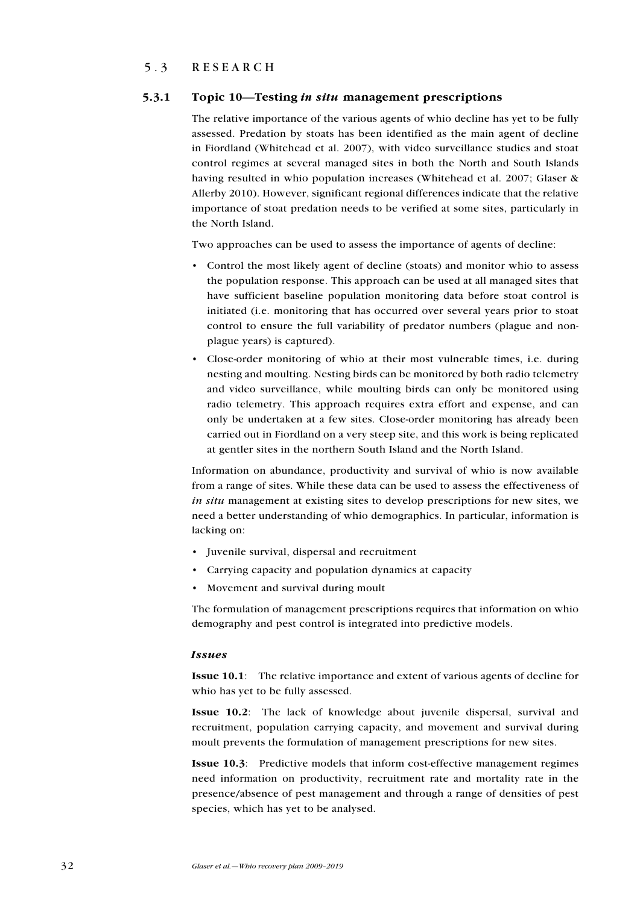## 5.3 RESEARCH

### 5.3.1 Topic 10—Testing *in situ* management prescriptions

The relative importance of the various agents of whio decline has yet to be fully assessed. Predation by stoats has been identified as the main agent of decline in Fiordland (Whitehead et al. 2007), with video surveillance studies and stoat control regimes at several managed sites in both the North and South Islands having resulted in whio population increases (Whitehead et al. 2007; Glaser & Allerby 2010). However, significant regional differences indicate that the relative importance of stoat predation needs to be verified at some sites, particularly in the North Island.

Two approaches can be used to assess the importance of agents of decline:

- Control the most likely agent of decline (stoats) and monitor whio to assess the population response. This approach can be used at all managed sites that have sufficient baseline population monitoring data before stoat control is initiated (i.e. monitoring that has occurred over several years prior to stoat control to ensure the full variability of predator numbers (plague and non-plague years) is captured).
- Close-order monitoring of whio at their most vulnerable times, i.e. during nesting and moulting. Nesting birds can be monitored by both radio telemetry and video surveillance, while moulting birds can only be monitored using radio telemetry. This approach requires extra effort and expense, and can only be undertaken at a few sites. Close-order monitoring has already been carried out in Fiordland on a very steep site, and this work is being replicated at gentler sites in the northern South Island and the North Island.

Information on abundance, productivity and survival of whio is now available from a range of sites. While these data can be used to assess the effectiveness of *in situ* management at existing sites to develop prescriptions for new sites, we need a better understanding of whio demographics. In particular, information is lacking on:

- Juvenile survival, dispersal and recruitment
- Carrying capacity and population dynamics at capacity
- Movement and survival during moult

The formulation of management prescriptions requires that information on whio demography and pest control is integrated into predictive models.

#### *Issues*

**Issue 10.1**: The relative importance and extent of various agents of decline for whio has yet to be fully assessed.

**Issue 10.2**: The lack of knowledge about juvenile dispersal, survival and recruitment, population carrying capacity, and movement and survival during moult prevents the formulation of management prescriptions for new sites.

**Issue 10.3**: Predictive models that inform cost-effective management regimes need information on productivity, recruitment rate and mortality rate in the presence/absence of pest management and through a range of densities of pest species, which has yet to be analysed.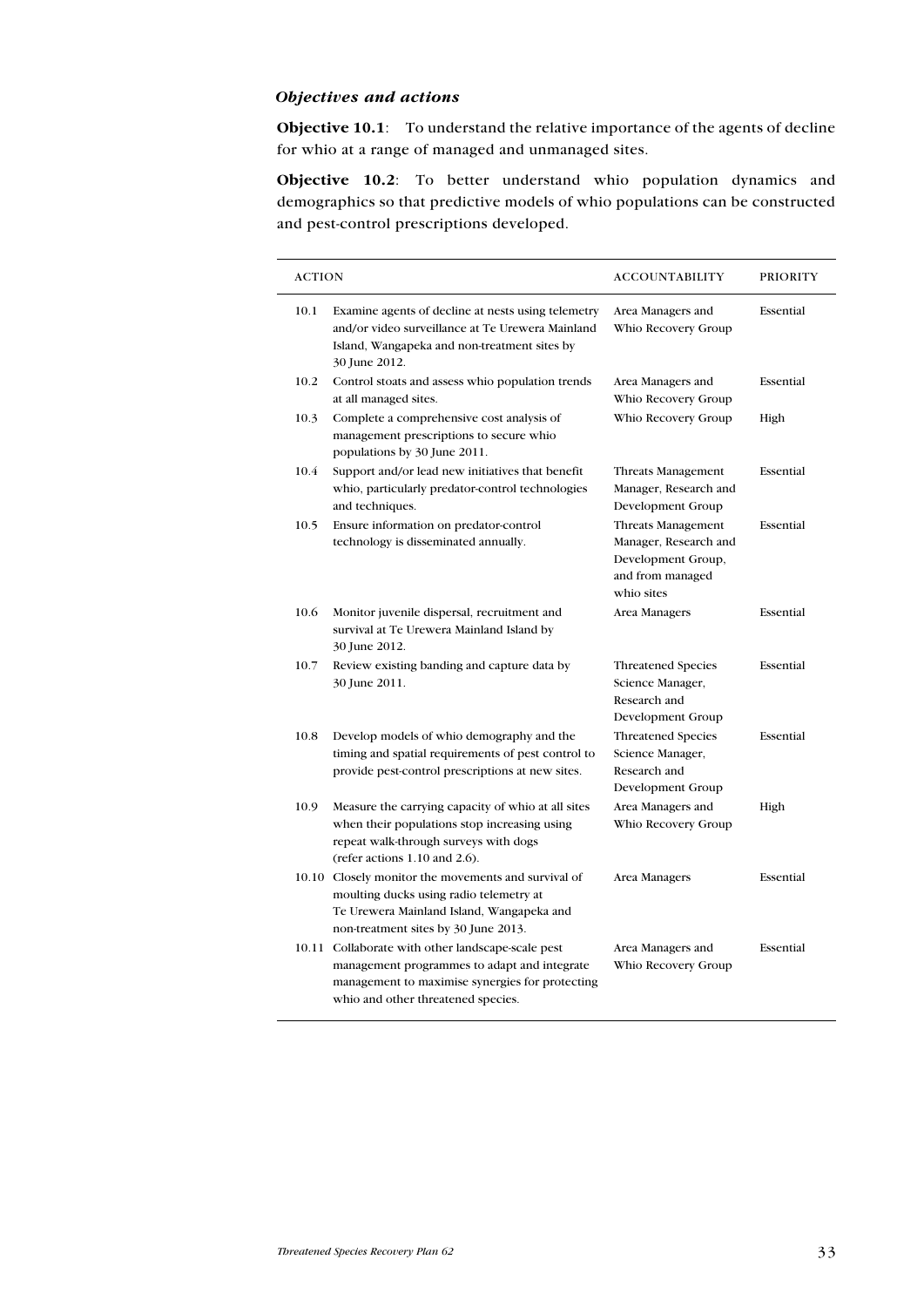### *Objectives and actions*

**Objective 10.1**: To understand the relative importance of the agents of decline for whio at a range of managed and unmanaged sites.

**Objective 10.2**: To better understand whio population dynamics and demographics so that predictive models of whio populations can be constructed and pest-control prescriptions developed.

| ACTION | | ACCOUNTABILITY | PRIORITY |
|---|---|---|---|
| 10.1 | Examine agents of decline at nests using telemetry and/or video surveillance at Te Urewera Mainland Island, Wangapeka and non-treatment sites by 30 June 2012. | Area Managers and Whio Recovery Group | Essential |
| 10.2 | Control stoats and assess whio population trends at all managed sites. | Area Managers and Whio Recovery Group | Essential |
| 10.3 | Complete a comprehensive cost analysis of management prescriptions to secure whio populations by 30 June 2011. | Whio Recovery Group | High |
| 10.4 | Support and/or lead new initiatives that benefit whio, particularly predator-control technologies and techniques. | Threats Management Manager, Research and Development Group | Essential |
| 10.5 | Ensure information on predator-control technology is disseminated annually. | Threats Management Manager, Research and Development Group, and from managed whio sites | Essential |
| 10.6 | Monitor juvenile dispersal, recruitment and survival at Te Urewera Mainland Island by 30 June 2012. | Area Managers | Essential |
| 10.7 | Review existing banding and capture data by 30 June 2011. | Threatened Species Science Manager, Research and Development Group | Essential |
| 10.8 | Develop models of whio demography and the timing and spatial requirements of pest control to provide pest-control prescriptions at new sites. | Threatened Species Science Manager, Research and Development Group | Essential |
| 10.9 | Measure the carrying capacity of whio at all sites when their populations stop increasing using repeat walk-through surveys with dogs (refer actions 1.10 and 2.6). | Area Managers and Whio Recovery Group | High |
| 10.10 | Closely monitor the movements and survival of moulting ducks using radio telemetry at Te Urewera Mainland Island, Wangapeka and non-treatment sites by 30 June 2013. | Area Managers | Essential |
| 10.11 | Collaborate with other landscape-scale pest management programmes to adapt and integrate management to maximise synergies for protecting whio and other threatened species. | Area Managers and Whio Recovery Group | Essential |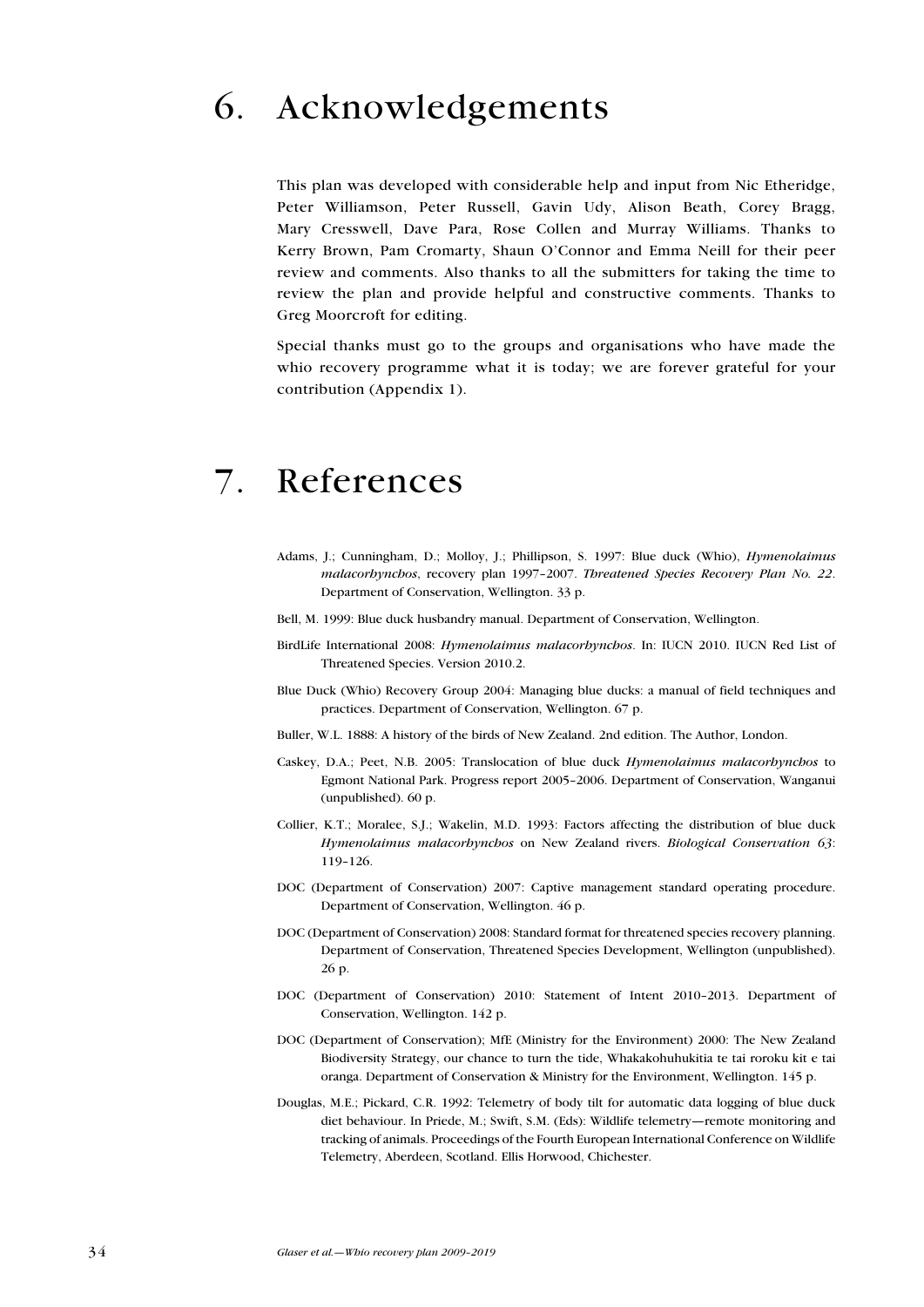# 6. Acknowledgements

This plan was developed with considerable help and input from Nic Etheridge, Peter Williamson, Peter Russell, Gavin Udy, Alison Beath, Corey Bragg, Mary Cresswell, Dave Para, Rose Collen and Murray Williams. Thanks to Kerry Brown, Pam Cromarty, Shaun O'Connor and Emma Neill for their peer review and comments. Also thanks to all the submitters for taking the time to review the plan and provide helpful and constructive comments. Thanks to Greg Moorcroft for editing.

Special thanks must go to the groups and organisations who have made the whio recovery programme what it is today; we are forever grateful for your contribution (Appendix 1).

# 7. References

Adams, J.; Cunningham, D.; Molloy, J.; Phillipson, S. 1997: Blue duck (Whio), *Hymenolaimus malacorhynchos*, recovery plan 1997–2007. *Threatened Species Recovery Plan No. 22*. Department of Conservation, Wellington. 33 p.

Bell, M. 1999: Blue duck husbandry manual. Department of Conservation, Wellington.

BirdLife International 2008: *Hymenolaimus malacorhynchos*. In: IUCN 2010. IUCN Red List of Threatened Species. Version 2010.2.

Blue Duck (Whio) Recovery Group 2004: Managing blue ducks: a manual of field techniques and practices. Department of Conservation, Wellington. 67 p.

Buller, W.L. 1888: A history of the birds of New Zealand. 2nd edition. The Author, London.

Caskey, D.A.; Peet, N.B. 2005: Translocation of blue duck *Hymenolaimus malacorhynchos* to Egmont National Park. Progress report 2005–2006. Department of Conservation, Wanganui (unpublished). 60 p.

Collier, K.T.; Moralee, S.J.; Wakelin, M.D. 1993: Factors affecting the distribution of blue duck *Hymenolaimus malacorhynchos* on New Zealand rivers. *Biological Conservation 63*: 119–126.

DOC (Department of Conservation) 2007: Captive management standard operating procedure. Department of Conservation, Wellington. 46 p.

DOC (Department of Conservation) 2008: Standard format for threatened species recovery planning. Department of Conservation, Threatened Species Development, Wellington (unpublished). 26 p.

DOC (Department of Conservation) 2010: Statement of Intent 2010–2013. Department of Conservation, Wellington. 142 p.

DOC (Department of Conservation); MfE (Ministry for the Environment) 2000: The New Zealand Biodiversity Strategy, our chance to turn the tide, Whakakohuhukitia te tai roroku kit e tai oranga. Department of Conservation & Ministry for the Environment, Wellington. 145 p.

Douglas, M.E.; Pickard, C.R. 1992: Telemetry of body tilt for automatic data logging of blue duck diet behaviour. In Priede, M.; Swift, S.M. (Eds): Wildlife telemetry—remote monitoring and tracking of animals. Proceedings of the Fourth European International Conference on Wildlife Telemetry, Aberdeen, Scotland. Ellis Horwood, Chichester.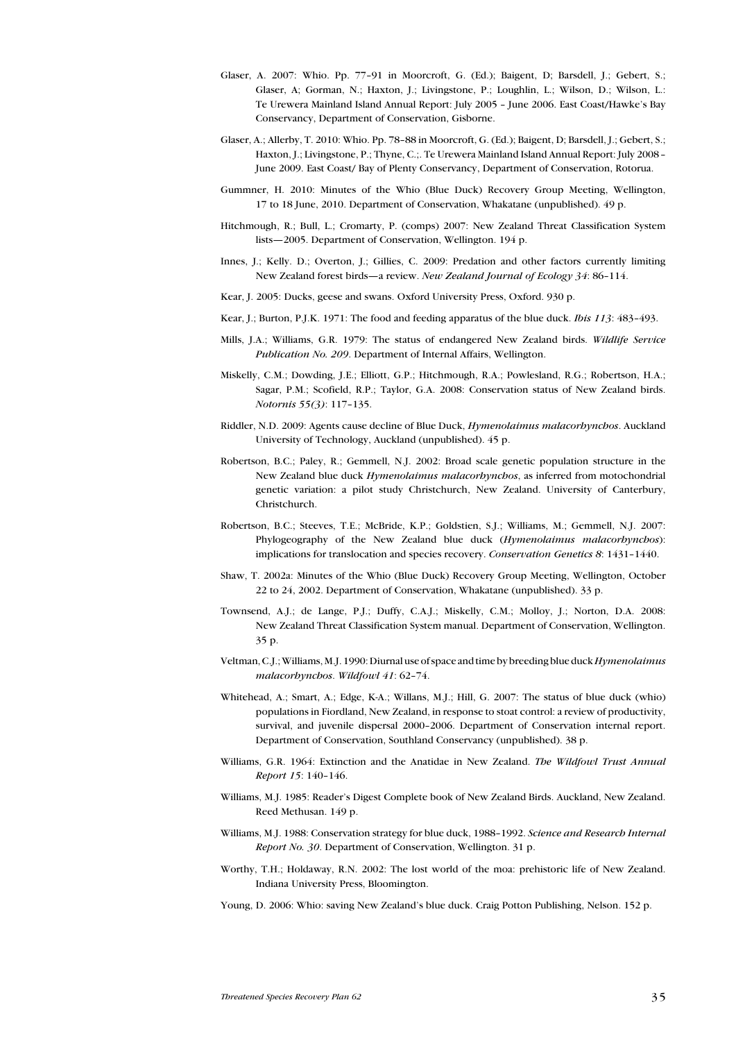Glaser, A. 2007: Whio. Pp. 77–91 in Moorcroft, G. (Ed.); Baigent, D; Barsdell, J.; Gebert, S.; Glaser, A; Gorman, N.; Haxton, J.; Livingstone, P.; Loughlin, L.; Wilson, D.; Wilson, L.: Te Urewera Mainland Island Annual Report: July 2005 – June 2006. East Coast/Hawke's Bay Conservancy, Department of Conservation, Gisborne.

Glaser, A.; Allerby, T. 2010: Whio. Pp. 78–88 in Moorcroft, G. (Ed.); Baigent, D; Barsdell, J.; Gebert, S.; Haxton, J.; Livingstone, P.; Thyne, C.;. Te Urewera Mainland Island Annual Report: July 2008 – June 2009. East Coast/ Bay of Plenty Conservancy, Department of Conservation, Rotorua.

Gummner, H. 2010: Minutes of the Whio (Blue Duck) Recovery Group Meeting, Wellington, 17 to 18 June, 2010. Department of Conservation, Whakatane (unpublished). 49 p.

Hitchmough, R.; Bull, L.; Cromarty, P. (comps) 2007: New Zealand Threat Classification System lists—2005. Department of Conservation, Wellington. 194 p.

Innes, J.; Kelly. D.; Overton, J.; Gillies, C. 2009: Predation and other factors currently limiting New Zealand forest birds—a review. *New Zealand Journal of Ecology 34*: 86–114.

Kear, J. 2005: Ducks, geese and swans. Oxford University Press, Oxford. 930 p.

Kear, J.; Burton, P.J.K. 1971: The food and feeding apparatus of the blue duck. *Ibis 113*: 483–493.

Mills, J.A.; Williams, G.R. 1979: The status of endangered New Zealand birds. *Wildlife Service Publication No. 209*. Department of Internal Affairs, Wellington.

Miskelly, C.M.; Dowding, J.E.; Elliott, G.P.; Hitchmough, R.A.; Powlesland, R.G.; Robertson, H.A.; Sagar, P.M.; Scofield, R.P.; Taylor, G.A. 2008: Conservation status of New Zealand birds. *Notornis 55(3)*: 117–135.

Riddler, N.D. 2009: Agents cause decline of Blue Duck, *Hymenolaimus malacorhynchos*. Auckland University of Technology, Auckland (unpublished). 45 p.

Robertson, B.C.; Paley, R.; Gemmell, N.J. 2002: Broad scale genetic population structure in the New Zealand blue duck *Hymenolaimus malacorhynchos*, as inferred from motochondrial genetic variation: a pilot study Christchurch, New Zealand. University of Canterbury, Christchurch.

Robertson, B.C.; Steeves, T.E.; McBride, K.P.; Goldstien, S.J.; Williams, M.; Gemmell, N.J. 2007: Phylogeography of the New Zealand blue duck (*Hymenolaimus malacorhynchos*): implications for translocation and species recovery. *Conservation Genetics 8*: 1431–1440.

Shaw, T. 2002a: Minutes of the Whio (Blue Duck) Recovery Group Meeting, Wellington, October 22 to 24, 2002. Department of Conservation, Whakatane (unpublished). 33 p.

Townsend, A.J.; de Lange, P.J.; Duffy, C.A.J.; Miskelly, C.M.; Molloy, J.; Norton, D.A. 2008: New Zealand Threat Classification System manual. Department of Conservation, Wellington. 35 p.

Veltman, C.J.; Williams, M.J. 1990: Diurnal use of space and time by breeding blue duck *Hymenolaimus malacorhynchos*. *Wildfowl 41*: 62–74.

Whitehead, A.; Smart, A.; Edge, K-A.; Willans, M.J.; Hill, G. 2007: The status of blue duck (whio) populations in Fiordland, New Zealand, in response to stoat control: a review of productivity, survival, and juvenile dispersal 2000–2006. Department of Conservation internal report. Department of Conservation, Southland Conservancy (unpublished). 38 p.

Williams, G.R. 1964: Extinction and the Anatidae in New Zealand. *The Wildfowl Trust Annual Report 15*: 140–146.

Williams, M.J. 1985: Reader's Digest Complete book of New Zealand Birds. Auckland, New Zealand. Reed Methusan. 149 p.

Williams, M.J. 1988: Conservation strategy for blue duck, 1988–1992. *Science and Research Internal Report No. 30*. Department of Conservation, Wellington. 31 p.

Worthy, T.H.; Holdaway, R.N. 2002: The lost world of the moa: prehistoric life of New Zealand. Indiana University Press, Bloomington.

Young, D. 2006: Whio: saving New Zealand's blue duck. Craig Potton Publishing, Nelson. 152 p.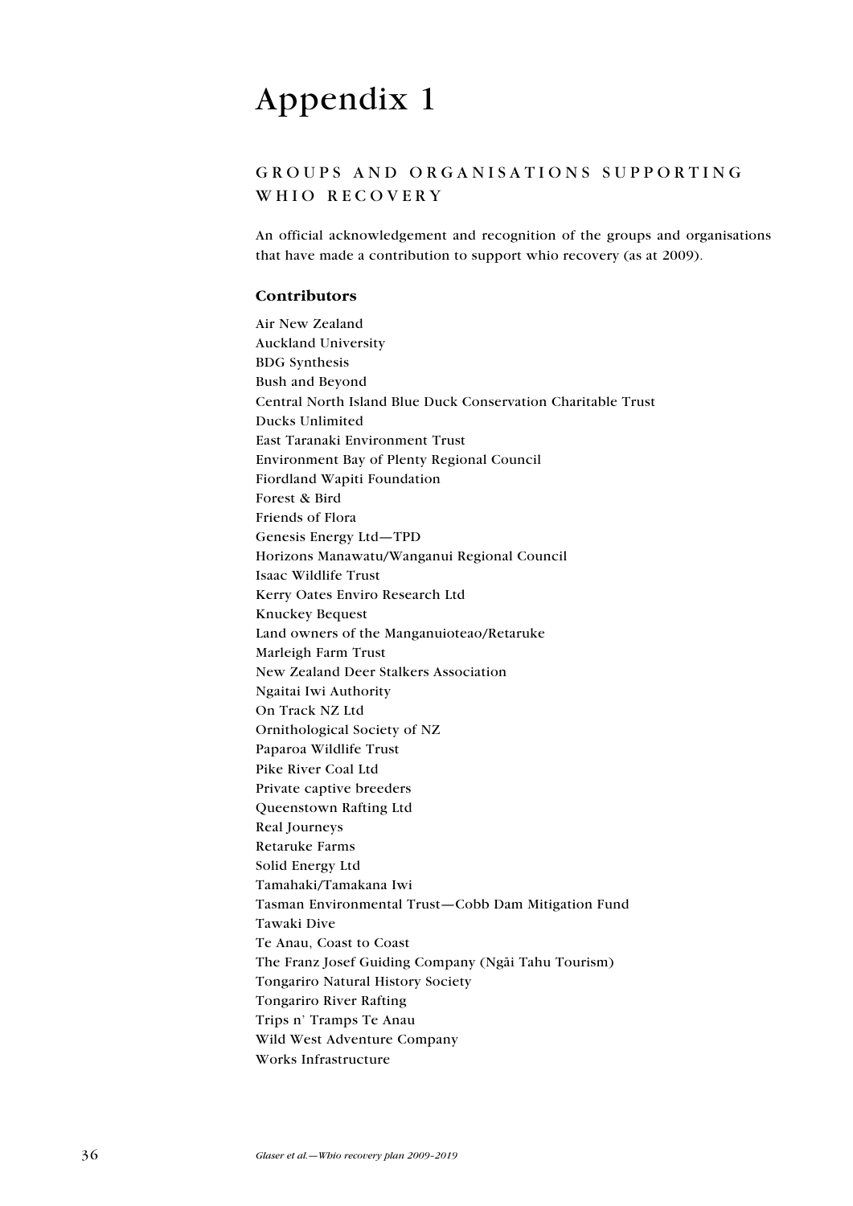# Appendix 1

## GROUPS AND ORGANISATIONS SUPPORTING WHIO RECOVERY

An official acknowledgement and recognition of the groups and organisations that have made a contribution to support whio recovery (as at 2009).

### Contributors

Air New Zealand
Auckland University
BDG Synthesis
Bush and Beyond
Central North Island Blue Duck Conservation Charitable Trust
Ducks Unlimited
East Taranaki Environment Trust
Environment Bay of Plenty Regional Council
Fiordland Wapiti Foundation
Forest & Bird
Friends of Flora
Genesis Energy Ltd—TPD
Horizons Manawatu/Wanganui Regional Council
Isaac Wildlife Trust
Kerry Oates Enviro Research Ltd
Knuckey Bequest
Land owners of the Manganuioteao/Retaruke
Marleigh Farm Trust
New Zealand Deer Stalkers Association
Ngaitai Iwi Authority
On Track NZ Ltd
Ornithological Society of NZ
Paparoa Wildlife Trust
Pike River Coal Ltd
Private captive breeders
Queenstown Rafting Ltd
Real Journeys
Retaruke Farms
Solid Energy Ltd
Tamahaki/Tamakana Iwi
Tasman Environmental Trust—Cobb Dam Mitigation Fund
Tawaki Dive
Te Anau, Coast to Coast
The Franz Josef Guiding Company (Ngāi Tahu Tourism)
Tongariro Natural History Society
Tongariro River Rafting
Trips n' Tramps Te Anau
Wild West Adventure Company
Works Infrastructure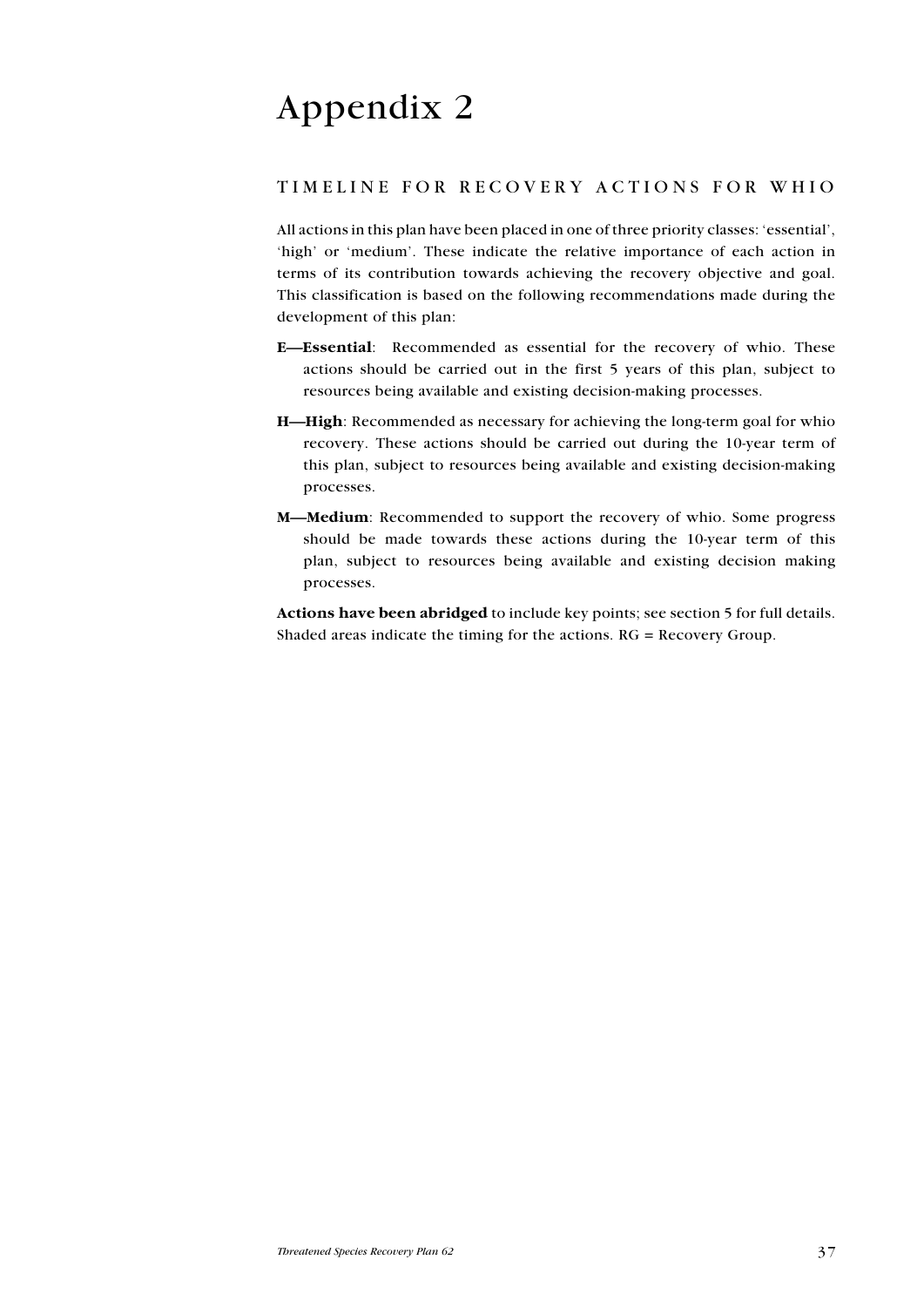# Appendix 2

## TIMELINE FOR RECOVERY ACTIONS FOR WHIO

All actions in this plan have been placed in one of three priority classes: 'essential', 'high' or 'medium'. These indicate the relative importance of each action in terms of its contribution towards achieving the recovery objective and goal. This classification is based on the following recommendations made during the development of this plan:

**E—Essential**: Recommended as essential for the recovery of whio. These actions should be carried out in the first 5 years of this plan, subject to resources being available and existing decision-making processes.

**H—High**: Recommended as necessary for achieving the long-term goal for whio recovery. These actions should be carried out during the 10-year term of this plan, subject to resources being available and existing decision-making processes.

**M—Medium**: Recommended to support the recovery of whio. Some progress should be made towards these actions during the 10-year term of this plan, subject to resources being available and existing decision making processes.

**Actions have been abridged** to include key points; see section 5 for full details. Shaded areas indicate the timing for the actions. RG = Recovery Group.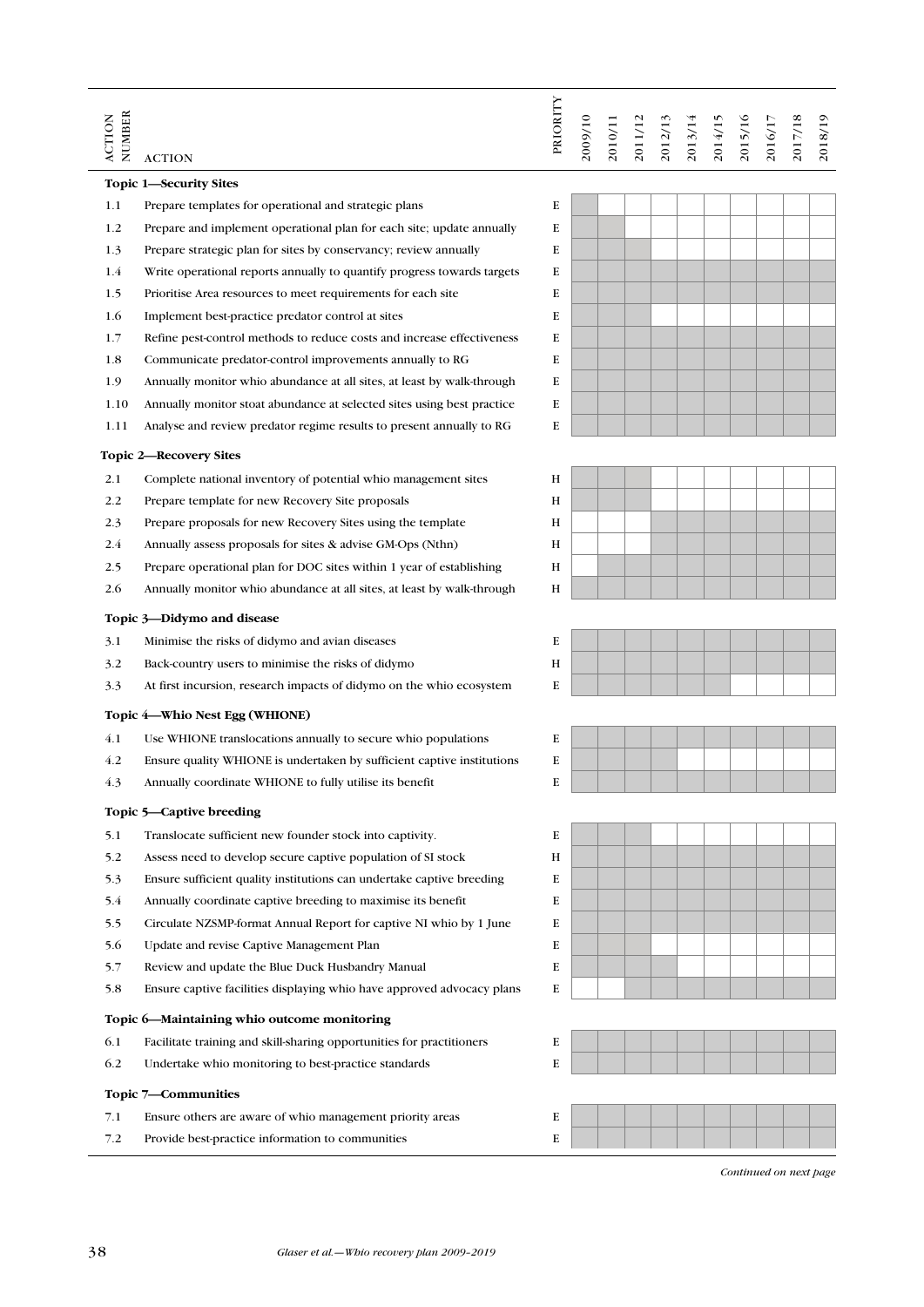| ACTION NUMBER | ACTION | PRIORITY | 2009/10 | 2010/11 | 2011/12 | 2012/13 | 2013/14 | 2014/15 | 2015/16 | 2016/17 | 2017/18 | 2018/19 |
|---|---|---|---|---|---|---|---|---|---|---|---|---|
| **Topic 1—Security Sites** | | | | | | | | | | | | |
| 1.1 | Prepare templates for operational and strategic plans | E | ■ | | | | | | | | | |
| 1.2 | Prepare and implement operational plan for each site; update annually | E | ■ | ■ | | | | | | | | |
| 1.3 | Prepare strategic plan for sites by conservancy; review annually | E | ■ | ■ | ■ | | | | | | | |
| 1.4 | Write operational reports annually to quantify progress towards targets | E | ■ | ■ | ■ | ■ | ■ | ■ | ■ | ■ | ■ | ■ |
| 1.5 | Prioritise Area resources to meet requirements for each site | E | ■ | ■ | ■ | ■ | ■ | ■ | ■ | ■ | ■ | ■ |
| 1.6 | Implement best-practice predator control at sites | E | ■ | ■ | ■ | | | | | | | |
| 1.7 | Refine pest-control methods to reduce costs and increase effectiveness | E | ■ | ■ | ■ | ■ | ■ | ■ | ■ | ■ | ■ | ■ |
| 1.8 | Communicate predator-control improvements annually to RG | E | ■ | ■ | ■ | ■ | ■ | ■ | ■ | ■ | ■ | ■ |
| 1.9 | Annually monitor whio abundance at all sites, at least by walk-through | E | ■ | ■ | ■ | ■ | ■ | ■ | ■ | ■ | ■ | ■ |
| 1.10 | Annually monitor stoat abundance at selected sites using best practice | E | ■ | ■ | ■ | ■ | ■ | ■ | ■ | ■ | ■ | ■ |
| 1.11 | Analyse and review predator regime results to present annually to RG | E | ■ | ■ | ■ | ■ | ■ | ■ | ■ | ■ | ■ | ■ |
| **Topic 2—Recovery Sites** | | | | | | | | | | | | |
| 2.1 | Complete national inventory of potential whio management sites | H | ■ | ■ | ■ | | | | | | | |
| 2.2 | Prepare template for new Recovery Site proposals | H | ■ | ■ | ■ | | | | | | | |
| 2.3 | Prepare proposals for new Recovery Sites using the template | H | | | | ■ | ■ | ■ | ■ | ■ | ■ | ■ |
| 2.4 | Annually assess proposals for sites & advise GM-Ops (Nthn) | H | | | | ■ | ■ | ■ | ■ | ■ | ■ | ■ |
| 2.5 | Prepare operational plan for DOC sites within 1 year of establishing | H | | ■ | ■ | ■ | ■ | ■ | ■ | ■ | ■ | ■ |
| 2.6 | Annually monitor whio abundance at all sites, at least by walk-through | H | ■ | ■ | ■ | ■ | ■ | ■ | ■ | ■ | ■ | ■ |
| **Topic 3—Didymo and disease** | | | | | | | | | | | | |
| 3.1 | Minimise the risks of didymo and avian diseases | E | ■ | ■ | ■ | ■ | ■ | ■ | ■ | ■ | ■ | ■ |
| 3.2 | Back-country users to minimise the risks of didymo | H | ■ | ■ | ■ | ■ | ■ | ■ | ■ | ■ | ■ | ■ |
| 3.3 | At first incursion, research impacts of didymo on the whio ecosystem | E | ■ | ■ | ■ | ■ | ■ | ■ | | | | |
| **Topic 4—Whio Nest Egg (WHIONE)** | | | | | | | | | | | | |
| 4.1 | Use WHIONE translocations annually to secure whio populations | E | ■ | ■ | ■ | ■ | ■ | ■ | ■ | ■ | ■ | ■ |
| 4.2 | Ensure quality WHIONE is undertaken by sufficient captive institutions | E | ■ | ■ | ■ | ■ | | | | | | |
| 4.3 | Annually coordinate WHIONE to fully utilise its benefit | E | ■ | ■ | ■ | ■ | ■ | ■ | ■ | ■ | ■ | ■ |
| **Topic 5—Captive breeding** | | | | | | | | | | | | |
| 5.1 | Translocate sufficient new founder stock into captivity. | E | ■ | ■ | ■ | | | | | | | |
| 5.2 | Assess need to develop secure captive population of SI stock | H | ■ | ■ | ■ | ■ | ■ | ■ | ■ | ■ | ■ | ■ |
| 5.3 | Ensure sufficient quality institutions can undertake captive breeding | E | ■ | ■ | ■ | ■ | ■ | ■ | ■ | ■ | ■ | ■ |
| 5.4 | Annually coordinate captive breeding to maximise its benefit | E | ■ | ■ | ■ | ■ | ■ | ■ | ■ | ■ | ■ | ■ |
| 5.5 | Circulate NZSMP-format Annual Report for captive NI whio by 1 June | E | ■ | ■ | ■ | ■ | ■ | ■ | ■ | ■ | ■ | ■ |
| 5.6 | Update and revise Captive Management Plan | E | ■ | ■ | ■ | | | | | | | |
| 5.7 | Review and update the Blue Duck Husbandry Manual | E | ■ | ■ | ■ | ■ | | | | | | |
| 5.8 | Ensure captive facilities displaying whio have approved advocacy plans | E | | | ■ | ■ | ■ | ■ | ■ | ■ | ■ | ■ |
| **Topic 6—Maintaining whio outcome monitoring** | | | | | | | | | | | | |
| 6.1 | Facilitate training and skill-sharing opportunities for practitioners | E | ■ | ■ | ■ | ■ | ■ | ■ | ■ | ■ | ■ | ■ |
| 6.2 | Undertake whio monitoring to best-practice standards | E | ■ | ■ | ■ | ■ | ■ | ■ | ■ | ■ | ■ | ■ |
| **Topic 7—Communities** | | | | | | | | | | | | |
| 7.1 | Ensure others are aware of whio management priority areas | E | ■ | ■ | ■ | ■ | ■ | ■ | ■ | ■ | ■ | ■ |
| 7.2 | Provide best-practice information to communities | E | ■ | ■ | ■ | ■ | ■ | ■ | ■ | ■ | ■ | ■ |

*Continued on next page*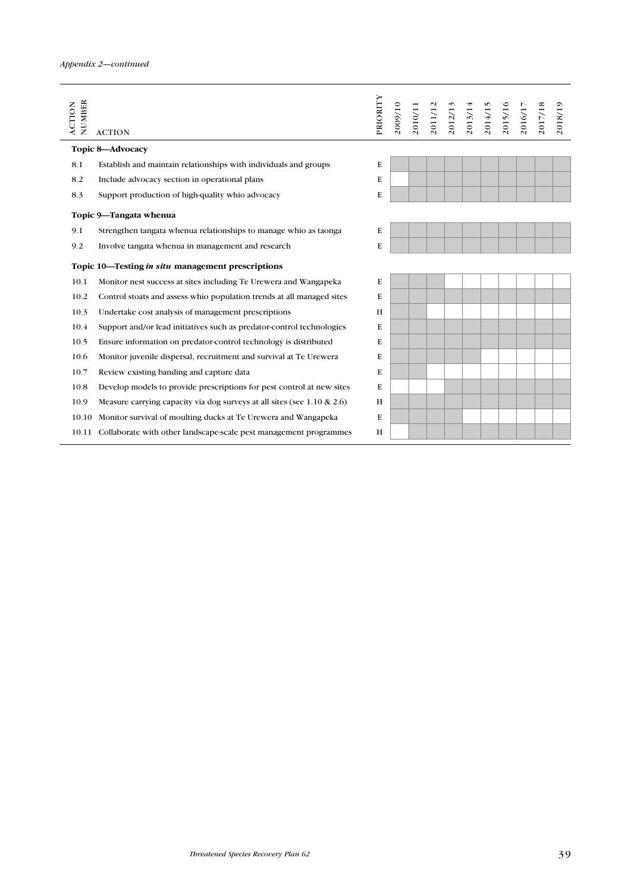*Appendix 2—continued*

| ACTION NUMBER | ACTION | PRIORITY | 2009/10 | 2010/11 | 2011/12 | 2012/13 | 2013/14 | 2014/15 | 2015/16 | 2016/17 | 2017/18 | 2018/19 |
|---|---|---|---|---|---|---|---|---|---|---|---|---|
| **Topic 8—Advocacy** | | | | | | | | | | | | |
| 8.1 | Establish and maintain relationships with individuals and groups | E | ■ | ■ | ■ | ■ | ■ | ■ | ■ | ■ | ■ | ■ |
| 8.2 | Include advocacy section in operational plans | E | | ■ | ■ | ■ | ■ | ■ | ■ | ■ | ■ | ■ |
| 8.3 | Support production of high-quality whio advocacy | E | ■ | ■ | ■ | ■ | ■ | ■ | ■ | ■ | ■ | ■ |
| **Topic 9—Tangata whenua** | | | | | | | | | | | | |
| 9.1 | Strengthen tangata whenua relationships to manage whio as taonga | E | ■ | ■ | ■ | ■ | ■ | ■ | ■ | ■ | ■ | ■ |
| 9.2 | Involve tangata whenua in management and research | E | ■ | ■ | ■ | ■ | ■ | ■ | ■ | ■ | ■ | ■ |
| **Topic 10—Testing *in situ* management prescriptions** | | | | | | | | | | | | |
| 10.1 | Monitor nest success at sites including Te Urewera and Wangapeka | E | ■ | ■ | ■ | | | | | | | |
| 10.2 | Control stoats and assess whio population trends at all managed sites | E | ■ | ■ | ■ | ■ | ■ | ■ | ■ | ■ | ■ | ■ |
| 10.3 | Undertake cost analysis of management prescriptions | H | ■ | ■ | | | | | | | | |
| 10.4 | Support and/or lead initiatives such as predator-control technologies | E | ■ | ■ | ■ | ■ | ■ | ■ | ■ | ■ | ■ | ■ |
| 10.5 | Ensure information on predator-control technology is distributed | E | ■ | ■ | ■ | ■ | ■ | ■ | ■ | ■ | ■ | ■ |
| 10.6 | Monitor juvenile dispersal, recruitment and survival at Te Urewera | E | ■ | ■ | ■ | ■ | ■ | | | | | |
| 10.7 | Review existing banding and capture data | E | ■ | ■ | | | | | | | | |
| 10.8 | Develop models to provide prescriptions for pest control at new sites | E | | | | ■ | ■ | ■ | ■ | ■ | ■ | ■ |
| 10.9 | Measure carrying capacity via dog surveys at all sites (see 1.10 & 2.6) | H | ■ | ■ | ■ | ■ | ■ | ■ | ■ | ■ | ■ | ■ |
| 10.10 | Monitor survival of moulting ducks at Te Urewera and Wangapeka | E | ■ | ■ | ■ | ■ | | | | | | |
| 10.11 | Collaborate with other landscape-scale pest management programmes | H | | ■ | ■ | ■ | ■ | ■ | ■ | ■ | ■ | ■ |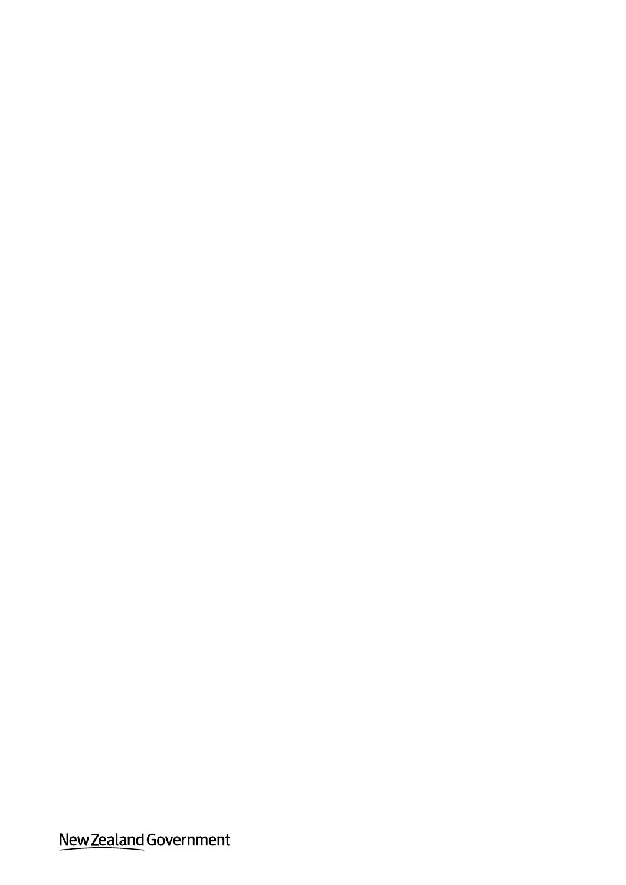New Zealand Government